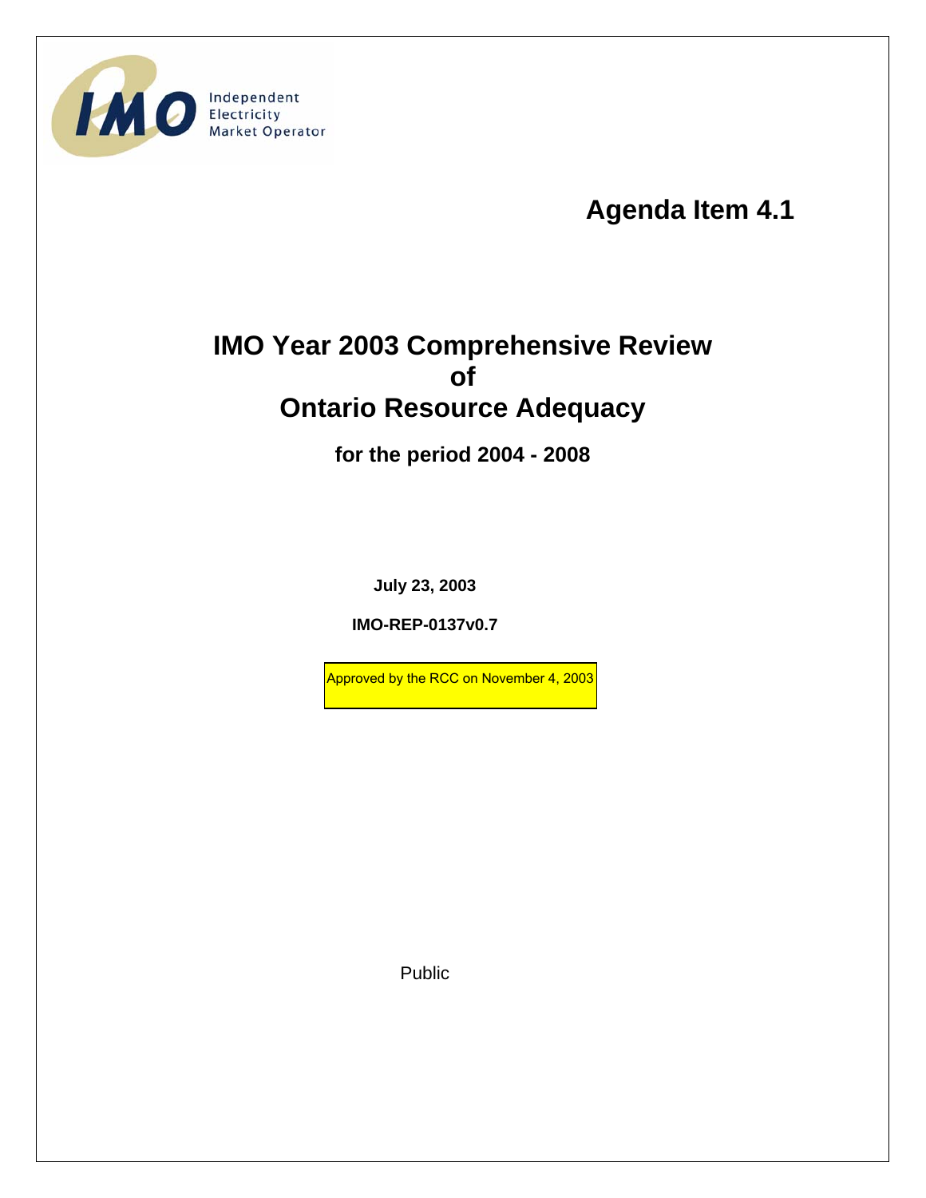Independent Electricity Market Operator

**Agenda Item 4.1**

# IMO Year 2003 Comprehensive Review of Ontario Resource Adequacy

**for the period 2004 - 2008**

**July 23, 2003**

**IMO-REP-0137v0.7**

Approved by the RCC on November 4, 2003

Public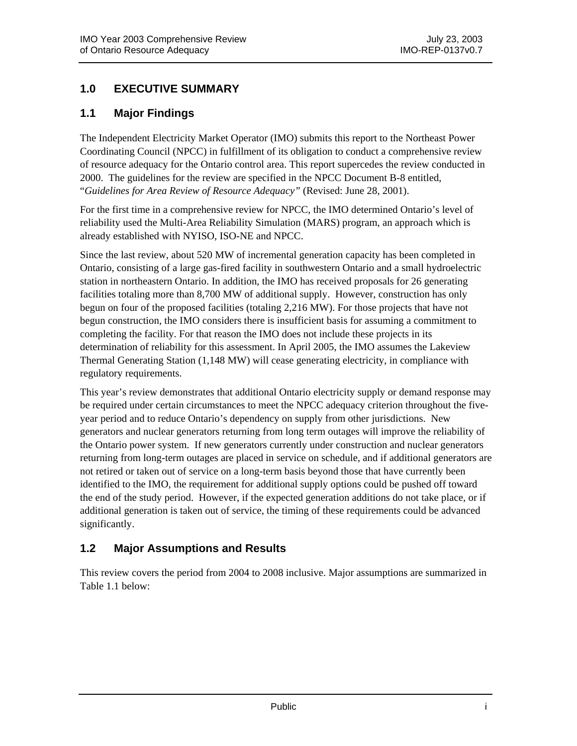# 1.0 EXECUTIVE SUMMARY

## 1.1 Major Findings

The Independent Electricity Market Operator (IMO) submits this report to the Northeast Power Coordinating Council (NPCC) in fulfillment of its obligation to conduct a comprehensive review of resource adequacy for the Ontario control area. This report supercedes the review conducted in 2000. The guidelines for the review are specified in the NPCC Document B-8 entitled, "*Guidelines for Area Review of Resource Adequacy"* (Revised: June 28, 2001).

For the first time in a comprehensive review for NPCC, the IMO determined Ontario's level of reliability used the Multi-Area Reliability Simulation (MARS) program, an approach which is already established with NYISO, ISO-NE and NPCC.

Since the last review, about 520 MW of incremental generation capacity has been completed in Ontario, consisting of a large gas-fired facility in southwestern Ontario and a small hydroelectric station in northeastern Ontario. In addition, the IMO has received proposals for 26 generating facilities totaling more than 8,700 MW of additional supply. However, construction has only begun on four of the proposed facilities (totaling 2,216 MW). For those projects that have not begun construction, the IMO considers there is insufficient basis for assuming a commitment to completing the facility. For that reason the IMO does not include these projects in its determination of reliability for this assessment. In April 2005, the IMO assumes the Lakeview Thermal Generating Station (1,148 MW) will cease generating electricity, in compliance with regulatory requirements.

This year's review demonstrates that additional Ontario electricity supply or demand response may be required under certain circumstances to meet the NPCC adequacy criterion throughout the five-year period and to reduce Ontario's dependency on supply from other jurisdictions. New generators and nuclear generators returning from long term outages will improve the reliability of the Ontario power system. If new generators currently under construction and nuclear generators returning from long-term outages are placed in service on schedule, and if additional generators are not retired or taken out of service on a long-term basis beyond those that have currently been identified to the IMO, the requirement for additional supply options could be pushed off toward the end of the study period. However, if the expected generation additions do not take place, or if additional generation is taken out of service, the timing of these requirements could be advanced significantly.

## 1.2 Major Assumptions and Results

This review covers the period from 2004 to 2008 inclusive. Major assumptions are summarized in Table 1.1 below: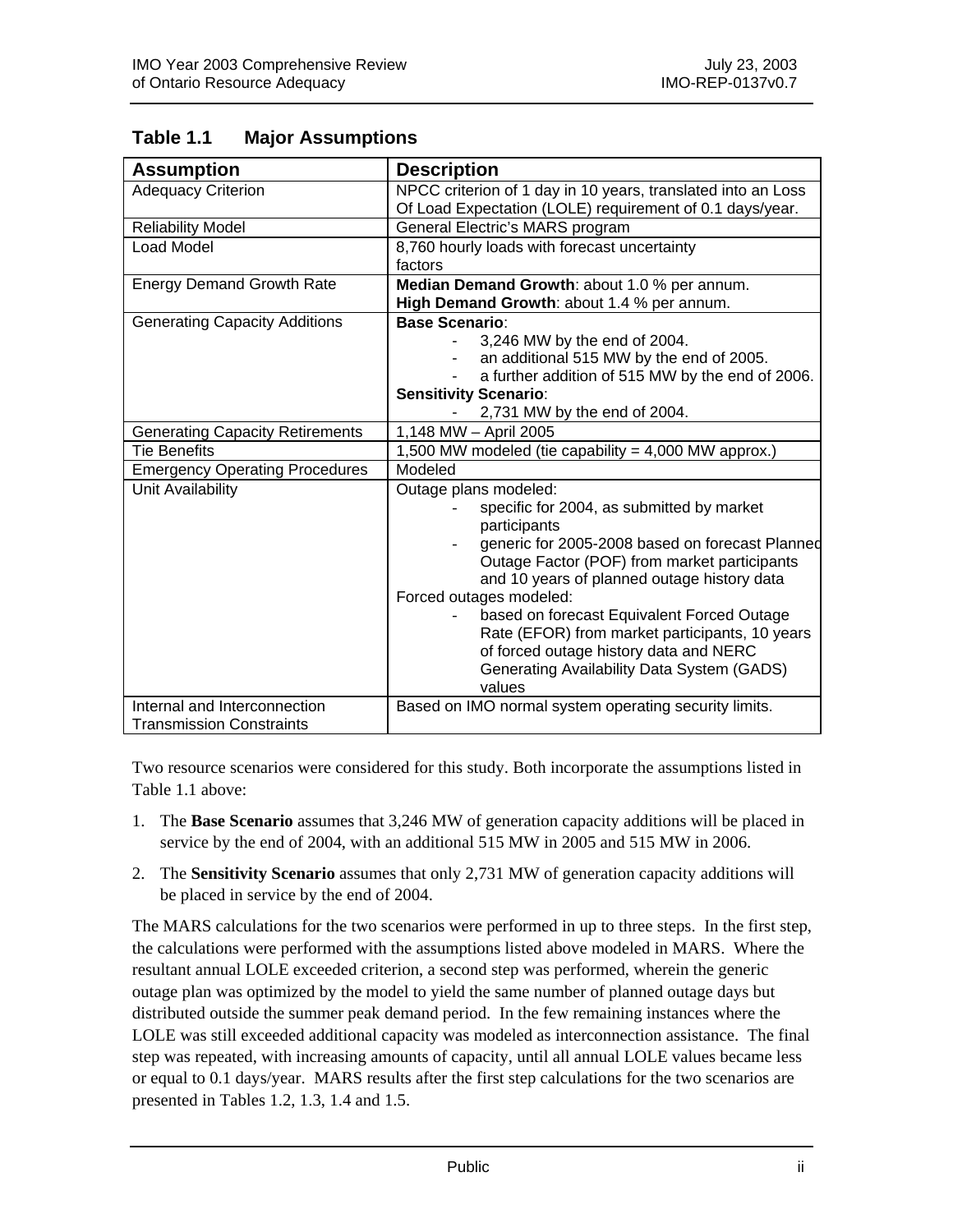### Table 1.1 Major Assumptions

| Assumption | Description |
|---|---|
| Adequacy Criterion | NPCC criterion of 1 day in 10 years, translated into an Loss Of Load Expectation (LOLE) requirement of 0.1 days/year. |
| Reliability Model | General Electric's MARS program |
| Load Model | 8,760 hourly loads with forecast uncertainty factors |
| Energy Demand Growth Rate | **Median Demand Growth**: about 1.0 % per annum.<br>**High Demand Growth**: about 1.4 % per annum. |
| Generating Capacity Additions | **Base Scenario**:<br>- 3,246 MW by the end of 2004.<br>- an additional 515 MW by the end of 2005.<br>- a further addition of 515 MW by the end of 2006.<br>**Sensitivity Scenario**:<br>- 2,731 MW by the end of 2004. |
| Generating Capacity Retirements | 1,148 MW – April 2005 |
| Tie Benefits | 1,500 MW modeled (tie capability = 4,000 MW approx.) |
| Emergency Operating Procedures | Modeled |
| Unit Availability | Outage plans modeled:<br>- specific for 2004, as submitted by market participants<br>- generic for 2005-2008 based on forecast Planned Outage Factor (POF) from market participants and 10 years of planned outage history data<br>Forced outages modeled:<br>- based on forecast Equivalent Forced Outage Rate (EFOR) from market participants, 10 years of forced outage history data and NERC Generating Availability Data System (GADS) values |
| Internal and Interconnection Transmission Constraints | Based on IMO normal system operating security limits. |

Two resource scenarios were considered for this study. Both incorporate the assumptions listed in Table 1.1 above:

1. The **Base Scenario** assumes that 3,246 MW of generation capacity additions will be placed in service by the end of 2004, with an additional 515 MW in 2005 and 515 MW in 2006.
2. The **Sensitivity Scenario** assumes that only 2,731 MW of generation capacity additions will be placed in service by the end of 2004.

The MARS calculations for the two scenarios were performed in up to three steps. In the first step, the calculations were performed with the assumptions listed above modeled in MARS. Where the resultant annual LOLE exceeded criterion, a second step was performed, wherein the generic outage plan was optimized by the model to yield the same number of planned outage days but distributed outside the summer peak demand period. In the few remaining instances where the LOLE was still exceeded additional capacity was modeled as interconnection assistance. The final step was repeated, with increasing amounts of capacity, until all annual LOLE values became less or equal to 0.1 days/year. MARS results after the first step calculations for the two scenarios are presented in Tables 1.2, 1.3, 1.4 and 1.5.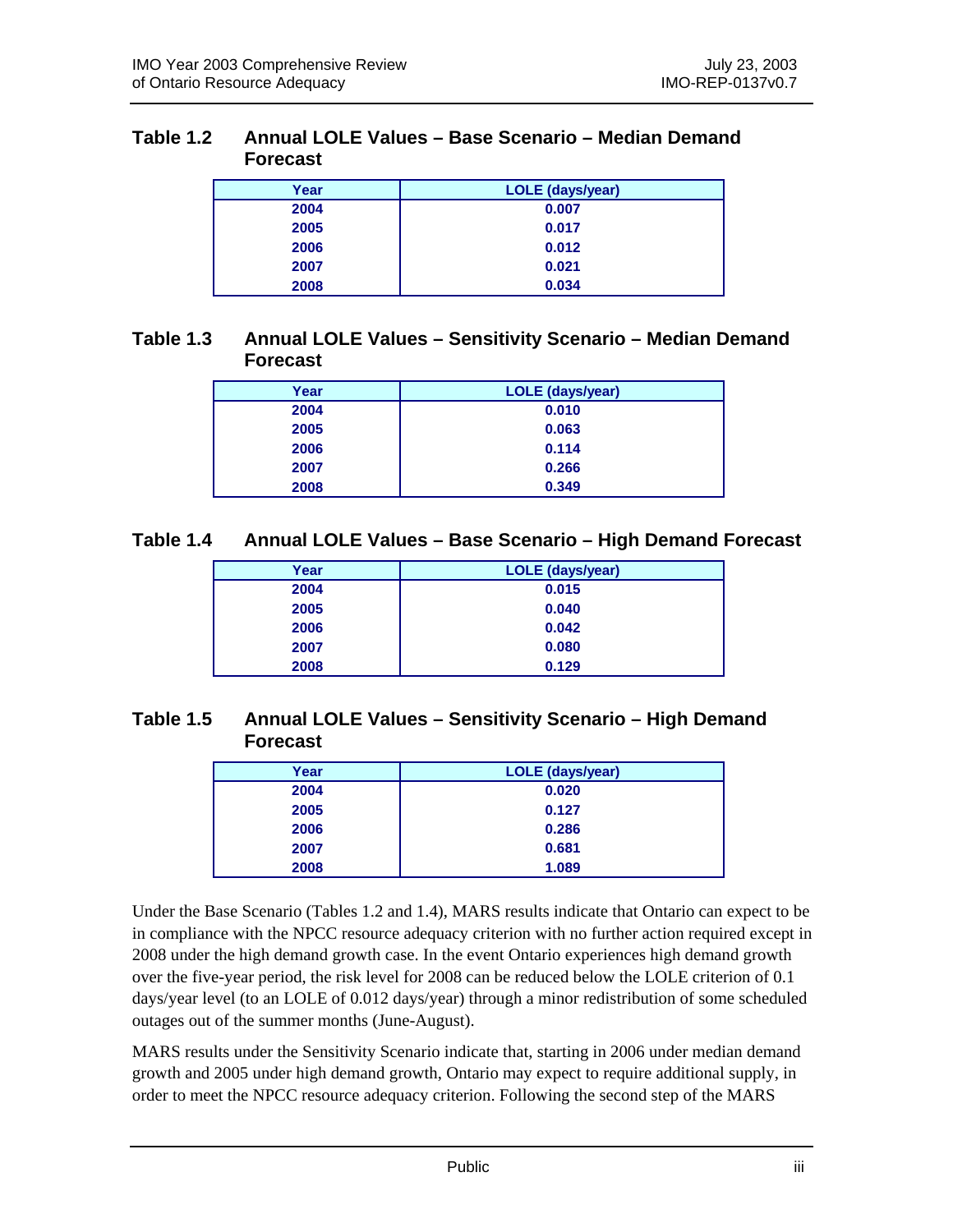### Table 1.2 Annual LOLE Values – Base Scenario – Median Demand Forecast

| Year | LOLE (days/year) |
|---|---|
| 2004 | 0.007 |
| 2005 | 0.017 |
| 2006 | 0.012 |
| 2007 | 0.021 |
| 2008 | 0.034 |

### Table 1.3 Annual LOLE Values – Sensitivity Scenario – Median Demand Forecast

| Year | LOLE (days/year) |
|---|---|
| 2004 | 0.010 |
| 2005 | 0.063 |
| 2006 | 0.114 |
| 2007 | 0.266 |
| 2008 | 0.349 |

### Table 1.4 Annual LOLE Values – Base Scenario – High Demand Forecast

| Year | LOLE (days/year) |
|---|---|
| 2004 | 0.015 |
| 2005 | 0.040 |
| 2006 | 0.042 |
| 2007 | 0.080 |
| 2008 | 0.129 |

### Table 1.5 Annual LOLE Values – Sensitivity Scenario – High Demand Forecast

| Year | LOLE (days/year) |
|---|---|
| 2004 | 0.020 |
| 2005 | 0.127 |
| 2006 | 0.286 |
| 2007 | 0.681 |
| 2008 | 1.089 |

Under the Base Scenario (Tables 1.2 and 1.4), MARS results indicate that Ontario can expect to be in compliance with the NPCC resource adequacy criterion with no further action required except in 2008 under the high demand growth case. In the event Ontario experiences high demand growth over the five-year period, the risk level for 2008 can be reduced below the LOLE criterion of 0.1 days/year level (to an LOLE of 0.012 days/year) through a minor redistribution of some scheduled outages out of the summer months (June-August).

MARS results under the Sensitivity Scenario indicate that, starting in 2006 under median demand growth and 2005 under high demand growth, Ontario may expect to require additional supply, in order to meet the NPCC resource adequacy criterion. Following the second step of the MARS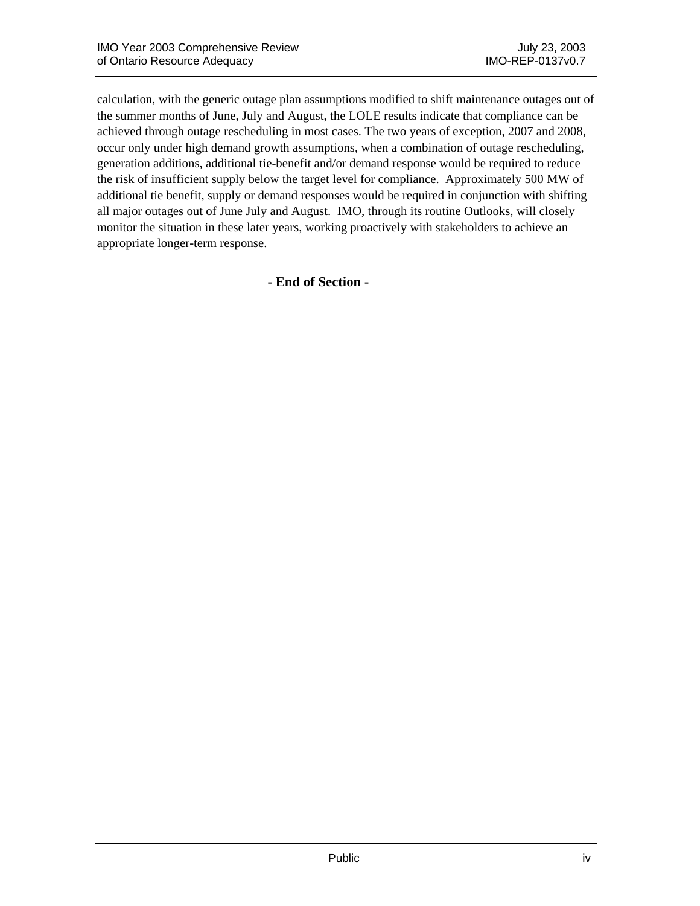calculation, with the generic outage plan assumptions modified to shift maintenance outages out of the summer months of June, July and August, the LOLE results indicate that compliance can be achieved through outage rescheduling in most cases. The two years of exception, 2007 and 2008, occur only under high demand growth assumptions, when a combination of outage rescheduling, generation additions, additional tie-benefit and/or demand response would be required to reduce the risk of insufficient supply below the target level for compliance. Approximately 500 MW of additional tie benefit, supply or demand responses would be required in conjunction with shifting all major outages out of June July and August. IMO, through its routine Outlooks, will closely monitor the situation in these later years, working proactively with stakeholders to achieve an appropriate longer-term response.

**- End of Section -**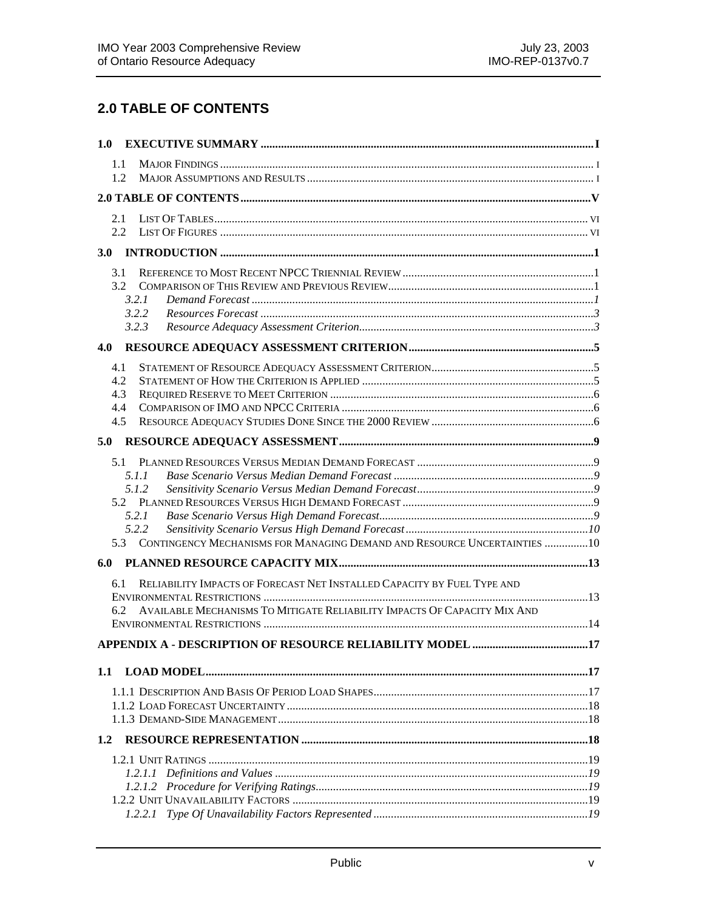## 2.0 TABLE OF CONTENTS

**1.0 EXECUTIVE SUMMARY** ..... I

- 1.1 MAJOR FINDINGS ..... I
- 1.2 MAJOR ASSUMPTIONS AND RESULTS ..... I

**2.0 TABLE OF CONTENTS** ..... V

- 2.1 LIST OF TABLES ..... VI
- 2.2 LIST OF FIGURES ..... VI

**3.0 INTRODUCTION** ..... 1

- 3.1 REFERENCE TO MOST RECENT NPCC TRIENNIAL REVIEW ..... 1
- 3.2 COMPARISON OF THIS REVIEW AND PREVIOUS REVIEW ..... 1
  - *3.2.1 Demand Forecast ..... 1*
  - *3.2.2 Resources Forecast ..... 3*
  - *3.2.3 Resource Adequacy Assessment Criterion ..... 3*

**4.0 RESOURCE ADEQUACY ASSESSMENT CRITERION** ..... 5

- 4.1 STATEMENT OF RESOURCE ADEQUACY ASSESSMENT CRITERION ..... 5
- 4.2 STATEMENT OF HOW THE CRITERION IS APPLIED ..... 5
- 4.3 REQUIRED RESERVE TO MEET CRITERION ..... 6
- 4.4 COMPARISON OF IMO AND NPCC CRITERIA ..... 6
- 4.5 RESOURCE ADEQUACY STUDIES DONE SINCE THE 2000 REVIEW ..... 6

**5.0 RESOURCE ADEQUACY ASSESSMENT** ..... 9

- 5.1 PLANNED RESOURCES VERSUS MEDIAN DEMAND FORECAST ..... 9
  - *5.1.1 Base Scenario Versus Median Demand Forecast ..... 9*
  - *5.1.2 Sensitivity Scenario Versus Median Demand Forecast ..... 9*
- 5.2 PLANNED RESOURCES VERSUS HIGH DEMAND FORECAST ..... 9
  - *5.2.1 Base Scenario Versus High Demand Forecast ..... 9*
  - *5.2.2 Sensitivity Scenario Versus High Demand Forecast ..... 10*
- 5.3 CONTINGENCY MECHANISMS FOR MANAGING DEMAND AND RESOURCE UNCERTAINTIES ..... 10

**6.0 PLANNED RESOURCE CAPACITY MIX** ..... 13

- 6.1 RELIABILITY IMPACTS OF FORECAST NET INSTALLED CAPACITY BY FUEL TYPE AND ENVIRONMENTAL RESTRICTIONS ..... 13
- 6.2 AVAILABLE MECHANISMS TO MITIGATE RELIABILITY IMPACTS OF CAPACITY MIX AND ENVIRONMENTAL RESTRICTIONS ..... 14

**APPENDIX A - DESCRIPTION OF RESOURCE RELIABILITY MODEL** ..... 17

**1.1 LOAD MODEL** ..... 17

- 1.1.1 DESCRIPTION AND BASIS OF PERIOD LOAD SHAPES ..... 17
- 1.1.2 LOAD FORECAST UNCERTAINTY ..... 18
- 1.1.3 DEMAND-SIDE MANAGEMENT ..... 18

**1.2 RESOURCE REPRESENTATION** ..... 18

- 1.2.1 UNIT RATINGS ..... 19
  - *1.2.1.1 Definitions and Values ..... 19*
  - *1.2.1.2 Procedure for Verifying Ratings ..... 19*
- 1.2.2 UNIT UNAVAILABILITY FACTORS ..... 19
  - *1.2.2.1 Type Of Unavailability Factors Represented ..... 19*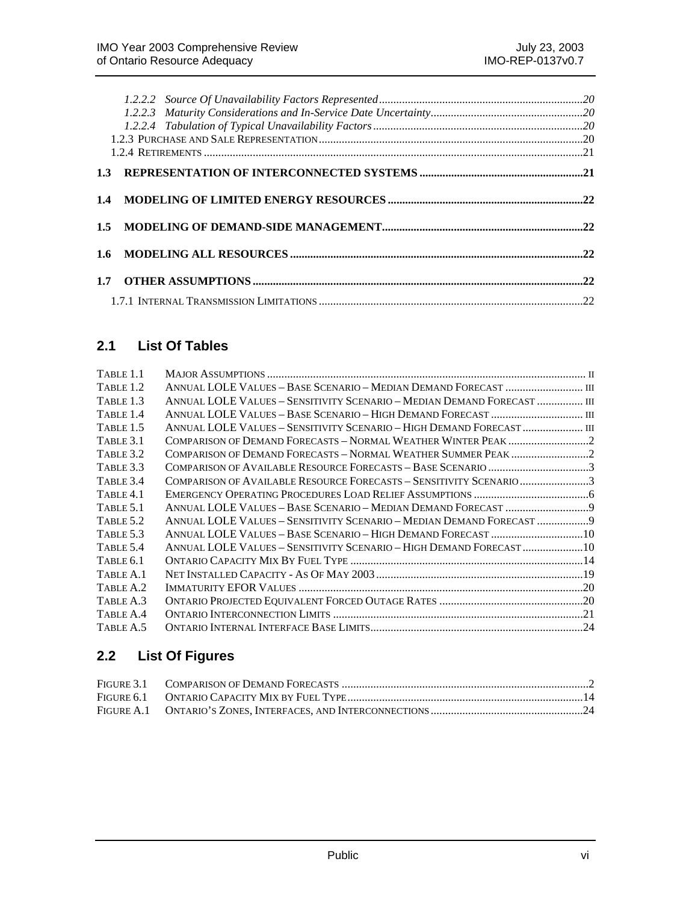*1.2.2.2 Source Of Unavailability Factors Represented* ......20
*1.2.2.3 Maturity Considerations and In-Service Date Uncertainty* ......20
*1.2.2.4 Tabulation of Typical Unavailability Factors* ......20
1.2.3 Purchase and Sale Representation ......20
1.2.4 Retirements ......21

**1.3 REPRESENTATION OF INTERCONNECTED SYSTEMS ......21**

**1.4 MODELING OF LIMITED ENERGY RESOURCES ......22**

**1.5 MODELING OF DEMAND-SIDE MANAGEMENT......22**

**1.6 MODELING ALL RESOURCES ......22**

**1.7 OTHER ASSUMPTIONS ......22**

1.7.1 Internal Transmission Limitations ......22

## 2.1 List Of Tables

| | | |
|---|---|---|
| Table 1.1 | Major Assumptions | ii |
| Table 1.2 | Annual LOLE Values – Base Scenario – Median Demand Forecast | iii |
| Table 1.3 | Annual LOLE Values – Sensitivity Scenario – Median Demand Forecast | iii |
| Table 1.4 | Annual LOLE Values – Base Scenario – High Demand Forecast | iii |
| Table 1.5 | Annual LOLE Values – Sensitivity Scenario – High Demand Forecast | iii |
| Table 3.1 | Comparison of Demand Forecasts – Normal Weather Winter Peak | 2 |
| Table 3.2 | Comparison of Demand Forecasts – Normal Weather Summer Peak | 2 |
| Table 3.3 | Comparison of Available Resource Forecasts – Base Scenario | 3 |
| Table 3.4 | Comparison of Available Resource Forecasts – Sensitivity Scenario | 3 |
| Table 4.1 | Emergency Operating Procedures Load Relief Assumptions | 6 |
| Table 5.1 | Annual LOLE Values – Base Scenario – Median Demand Forecast | 9 |
| Table 5.2 | Annual LOLE Values – Sensitivity Scenario – Median Demand Forecast | 9 |
| Table 5.3 | Annual LOLE Values – Base Scenario – High Demand Forecast | 10 |
| Table 5.4 | Annual LOLE Values – Sensitivity Scenario – High Demand Forecast | 10 |
| Table 6.1 | Ontario Capacity Mix By Fuel Type | 14 |
| Table A.1 | Net Installed Capacity - As Of May 2003 | 19 |
| Table A.2 | Immaturity EFOR Values | 20 |
| Table A.3 | Ontario Projected Equivalent Forced Outage Rates | 20 |
| Table A.4 | Ontario Interconnection Limits | 21 |
| Table A.5 | Ontario Internal Interface Base Limits | 24 |

## 2.2 List Of Figures

| | | |
|---|---|---|
| Figure 3.1 | Comparison of Demand Forecasts | 2 |
| Figure 6.1 | Ontario Capacity Mix by Fuel Type | 14 |
| Figure A.1 | Ontario's Zones, Interfaces, and Interconnections | 24 |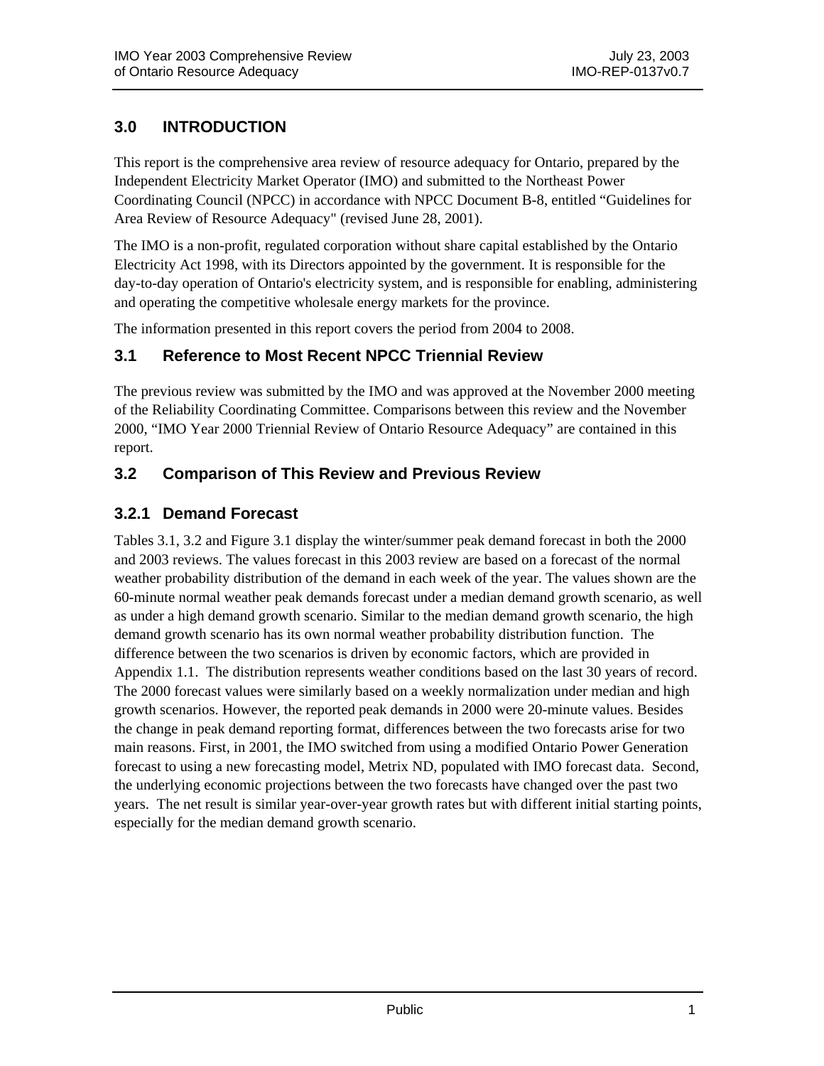## 3.0 INTRODUCTION

This report is the comprehensive area review of resource adequacy for Ontario, prepared by the Independent Electricity Market Operator (IMO) and submitted to the Northeast Power Coordinating Council (NPCC) in accordance with NPCC Document B-8, entitled "Guidelines for Area Review of Resource Adequacy" (revised June 28, 2001).

The IMO is a non-profit, regulated corporation without share capital established by the Ontario Electricity Act 1998, with its Directors appointed by the government. It is responsible for the day-to-day operation of Ontario's electricity system, and is responsible for enabling, administering and operating the competitive wholesale energy markets for the province.

The information presented in this report covers the period from 2004 to 2008.

### 3.1 Reference to Most Recent NPCC Triennial Review

The previous review was submitted by the IMO and was approved at the November 2000 meeting of the Reliability Coordinating Committee. Comparisons between this review and the November 2000, "IMO Year 2000 Triennial Review of Ontario Resource Adequacy" are contained in this report.

### 3.2 Comparison of This Review and Previous Review

#### 3.2.1 Demand Forecast

Tables 3.1, 3.2 and Figure 3.1 display the winter/summer peak demand forecast in both the 2000 and 2003 reviews. The values forecast in this 2003 review are based on a forecast of the normal weather probability distribution of the demand in each week of the year. The values shown are the 60-minute normal weather peak demands forecast under a median demand growth scenario, as well as under a high demand growth scenario. Similar to the median demand growth scenario, the high demand growth scenario has its own normal weather probability distribution function. The difference between the two scenarios is driven by economic factors, which are provided in Appendix 1.1. The distribution represents weather conditions based on the last 30 years of record. The 2000 forecast values were similarly based on a weekly normalization under median and high growth scenarios. However, the reported peak demands in 2000 were 20-minute values. Besides the change in peak demand reporting format, differences between the two forecasts arise for two main reasons. First, in 2001, the IMO switched from using a modified Ontario Power Generation forecast to using a new forecasting model, Metrix ND, populated with IMO forecast data. Second, the underlying economic projections between the two forecasts have changed over the past two years. The net result is similar year-over-year growth rates but with different initial starting points, especially for the median demand growth scenario.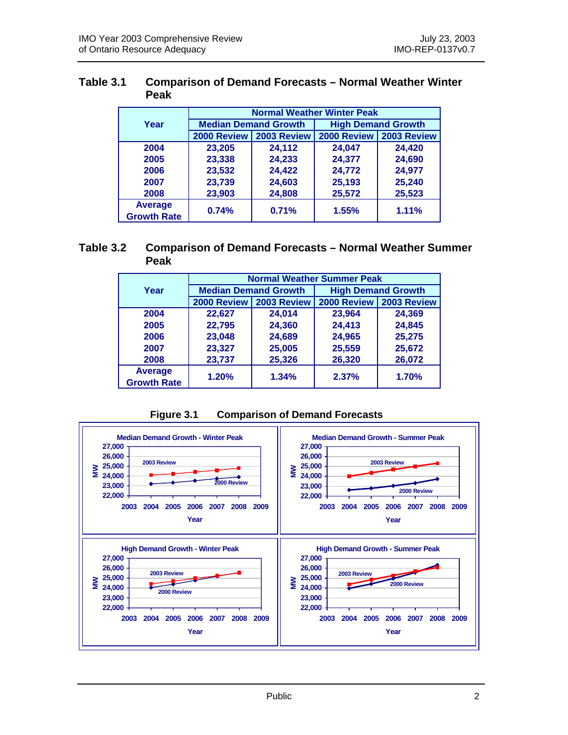**Table 3.1 Comparison of Demand Forecasts – Normal Weather Winter Peak**

| Year | Normal Weather Winter Peak | | | |
|---|---|---|---|---|
| | Median Demand Growth | | High Demand Growth | |
| | 2000 Review | 2003 Review | 2000 Review | 2003 Review |
| 2004 | 23,205 | 24,112 | 24,047 | 24,420 |
| 2005 | 23,338 | 24,233 | 24,377 | 24,690 |
| 2006 | 23,532 | 24,422 | 24,772 | 24,977 |
| 2007 | 23,739 | 24,603 | 25,193 | 25,240 |
| 2008 | 23,903 | 24,808 | 25,572 | 25,523 |
| Average Growth Rate | 0.74% | 0.71% | 1.55% | 1.11% |

**Table 3.2 Comparison of Demand Forecasts – Normal Weather Summer Peak**

| Year | Normal Weather Summer Peak | | | |
|---|---|---|---|---|
| | Median Demand Growth | | High Demand Growth | |
| | 2000 Review | 2003 Review | 2000 Review | 2003 Review |
| 2004 | 22,627 | 24,014 | 23,964 | 24,369 |
| 2005 | 22,795 | 24,360 | 24,413 | 24,845 |
| 2006 | 23,048 | 24,689 | 24,965 | 25,275 |
| 2007 | 23,327 | 25,005 | 25,559 | 25,672 |
| 2008 | 23,737 | 25,326 | 26,320 | 26,072 |
| Average Growth Rate | 1.20% | 1.34% | 2.37% | 1.70% |

**Figure 3.1 Comparison of Demand Forecasts**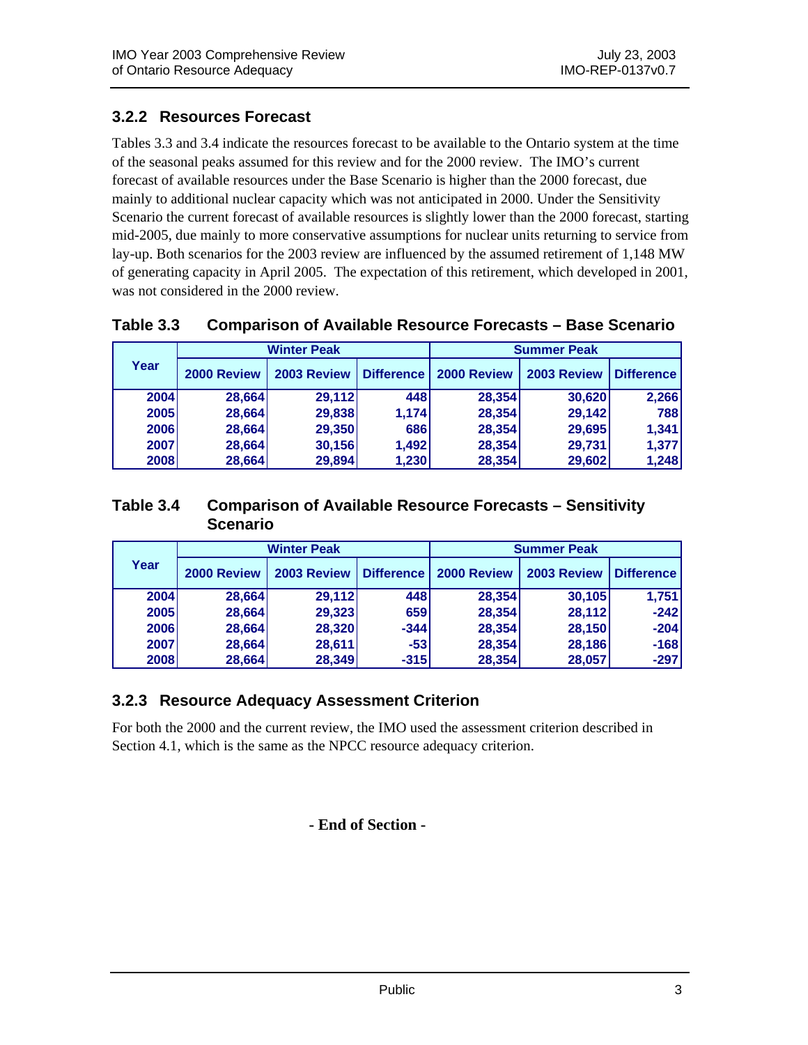### 3.2.2 Resources Forecast

Tables 3.3 and 3.4 indicate the resources forecast to be available to the Ontario system at the time of the seasonal peaks assumed for this review and for the 2000 review. The IMO's current forecast of available resources under the Base Scenario is higher than the 2000 forecast, due mainly to additional nuclear capacity which was not anticipated in 2000. Under the Sensitivity Scenario the current forecast of available resources is slightly lower than the 2000 forecast, starting mid-2005, due mainly to more conservative assumptions for nuclear units returning to service from lay-up. Both scenarios for the 2003 review are influenced by the assumed retirement of 1,148 MW of generating capacity in April 2005. The expectation of this retirement, which developed in 2001, was not considered in the 2000 review.

**Table 3.3 Comparison of Available Resource Forecasts – Base Scenario**

| Year | Winter Peak | | | Summer Peak | | |
|---|---|---|---|---|---|---|
| | 2000 Review | 2003 Review | Difference | 2000 Review | 2003 Review | Difference |
| 2004 | 28,664 | 29,112 | 448 | 28,354 | 30,620 | 2,266 |
| 2005 | 28,664 | 29,838 | 1,174 | 28,354 | 29,142 | 788 |
| 2006 | 28,664 | 29,350 | 686 | 28,354 | 29,695 | 1,341 |
| 2007 | 28,664 | 30,156 | 1,492 | 28,354 | 29,731 | 1,377 |
| 2008 | 28,664 | 29,894 | 1,230 | 28,354 | 29,602 | 1,248 |

**Table 3.4 Comparison of Available Resource Forecasts – Sensitivity Scenario**

| Year | Winter Peak | | | Summer Peak | | |
|---|---|---|---|---|---|---|
| | 2000 Review | 2003 Review | Difference | 2000 Review | 2003 Review | Difference |
| 2004 | 28,664 | 29,112 | 448 | 28,354 | 30,105 | 1,751 |
| 2005 | 28,664 | 29,323 | 659 | 28,354 | 28,112 | -242 |
| 2006 | 28,664 | 28,320 | -344 | 28,354 | 28,150 | -204 |
| 2007 | 28,664 | 28,611 | -53 | 28,354 | 28,186 | -168 |
| 2008 | 28,664 | 28,349 | -315 | 28,354 | 28,057 | -297 |

### 3.2.3 Resource Adequacy Assessment Criterion

For both the 2000 and the current review, the IMO used the assessment criterion described in Section 4.1, which is the same as the NPCC resource adequacy criterion.

**- End of Section -**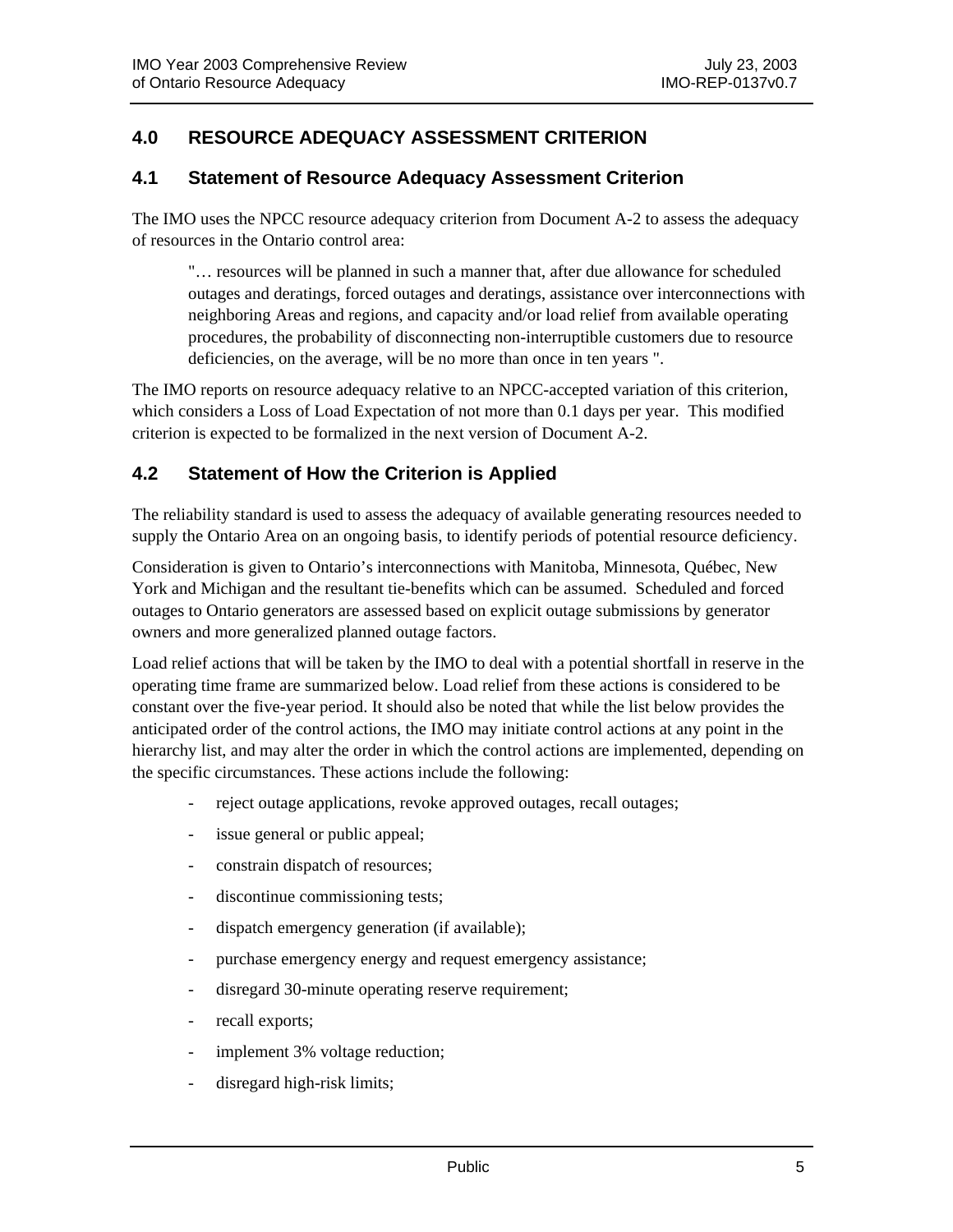## 4.0 RESOURCE ADEQUACY ASSESSMENT CRITERION

### 4.1 Statement of Resource Adequacy Assessment Criterion

The IMO uses the NPCC resource adequacy criterion from Document A-2 to assess the adequacy of resources in the Ontario control area:

> "… resources will be planned in such a manner that, after due allowance for scheduled outages and deratings, forced outages and deratings, assistance over interconnections with neighboring Areas and regions, and capacity and/or load relief from available operating procedures, the probability of disconnecting non-interruptible customers due to resource deficiencies, on the average, will be no more than once in ten years ".

The IMO reports on resource adequacy relative to an NPCC-accepted variation of this criterion, which considers a Loss of Load Expectation of not more than 0.1 days per year. This modified criterion is expected to be formalized in the next version of Document A-2.

### 4.2 Statement of How the Criterion is Applied

The reliability standard is used to assess the adequacy of available generating resources needed to supply the Ontario Area on an ongoing basis, to identify periods of potential resource deficiency.

Consideration is given to Ontario's interconnections with Manitoba, Minnesota, Québec, New York and Michigan and the resultant tie-benefits which can be assumed. Scheduled and forced outages to Ontario generators are assessed based on explicit outage submissions by generator owners and more generalized planned outage factors.

Load relief actions that will be taken by the IMO to deal with a potential shortfall in reserve in the operating time frame are summarized below. Load relief from these actions is considered to be constant over the five-year period. It should also be noted that while the list below provides the anticipated order of the control actions, the IMO may initiate control actions at any point in the hierarchy list, and may alter the order in which the control actions are implemented, depending on the specific circumstances. These actions include the following:

- reject outage applications, revoke approved outages, recall outages;
- issue general or public appeal;
- constrain dispatch of resources;
- discontinue commissioning tests;
- dispatch emergency generation (if available);
- purchase emergency energy and request emergency assistance;
- disregard 30-minute operating reserve requirement;
- recall exports;
- implement 3% voltage reduction;
- disregard high-risk limits;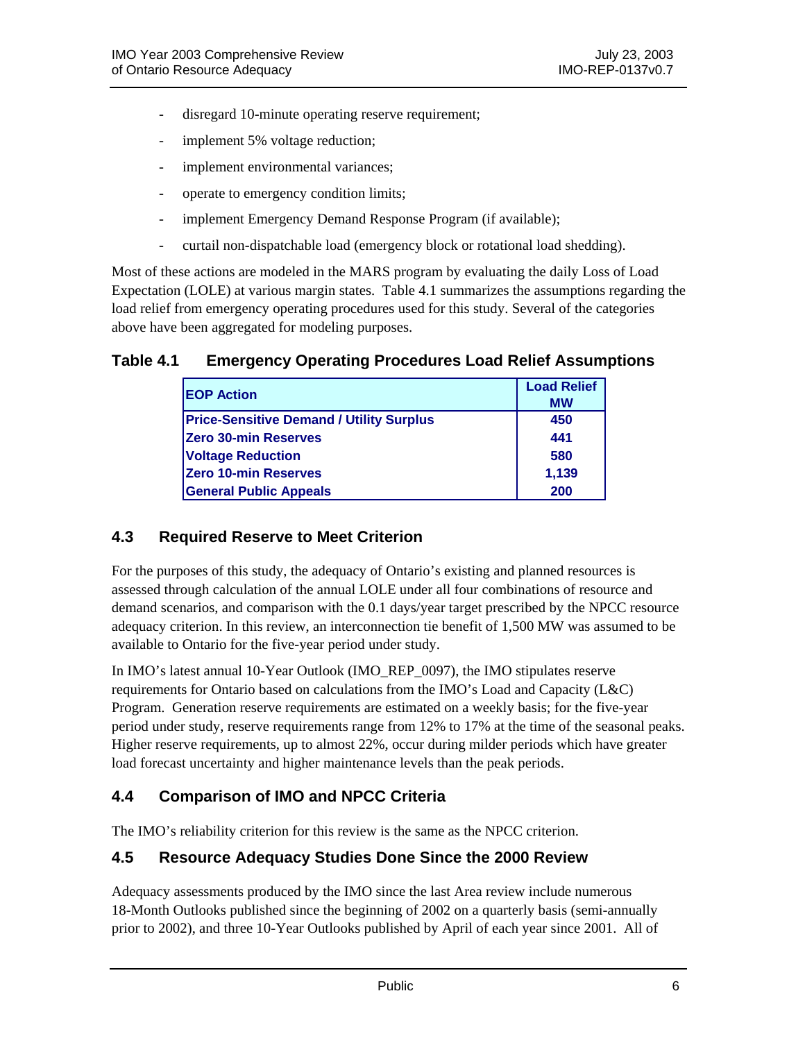- disregard 10-minute operating reserve requirement;
- implement 5% voltage reduction;
- implement environmental variances;
- operate to emergency condition limits;
- implement Emergency Demand Response Program (if available);
- curtail non-dispatchable load (emergency block or rotational load shedding).

Most of these actions are modeled in the MARS program by evaluating the daily Loss of Load Expectation (LOLE) at various margin states. Table 4.1 summarizes the assumptions regarding the load relief from emergency operating procedures used for this study. Several of the categories above have been aggregated for modeling purposes.

**Table 4.1 Emergency Operating Procedures Load Relief Assumptions**

| EOP Action | Load Relief MW |
|---|---|
| Price-Sensitive Demand / Utility Surplus | 450 |
| Zero 30-min Reserves | 441 |
| Voltage Reduction | 580 |
| Zero 10-min Reserves | 1,139 |
| General Public Appeals | 200 |

## 4.3 Required Reserve to Meet Criterion

For the purposes of this study, the adequacy of Ontario's existing and planned resources is assessed through calculation of the annual LOLE under all four combinations of resource and demand scenarios, and comparison with the 0.1 days/year target prescribed by the NPCC resource adequacy criterion. In this review, an interconnection tie benefit of 1,500 MW was assumed to be available to Ontario for the five-year period under study.

In IMO's latest annual 10-Year Outlook (IMO_REP_0097), the IMO stipulates reserve requirements for Ontario based on calculations from the IMO's Load and Capacity (L&C) Program. Generation reserve requirements are estimated on a weekly basis; for the five-year period under study, reserve requirements range from 12% to 17% at the time of the seasonal peaks. Higher reserve requirements, up to almost 22%, occur during milder periods which have greater load forecast uncertainty and higher maintenance levels than the peak periods.

## 4.4 Comparison of IMO and NPCC Criteria

The IMO's reliability criterion for this review is the same as the NPCC criterion.

## 4.5 Resource Adequacy Studies Done Since the 2000 Review

Adequacy assessments produced by the IMO since the last Area review include numerous 18-Month Outlooks published since the beginning of 2002 on a quarterly basis (semi-annually prior to 2002), and three 10-Year Outlooks published by April of each year since 2001. All of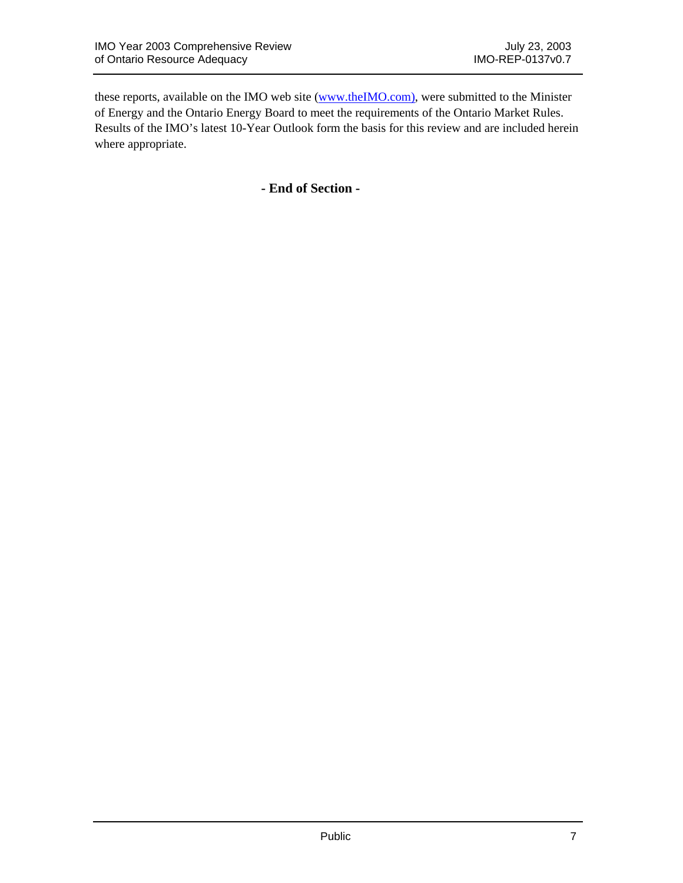these reports, available on the IMO web site (www.theIMO.com), were submitted to the Minister of Energy and the Ontario Energy Board to meet the requirements of the Ontario Market Rules. Results of the IMO's latest 10-Year Outlook form the basis for this review and are included herein where appropriate.

**- End of Section -**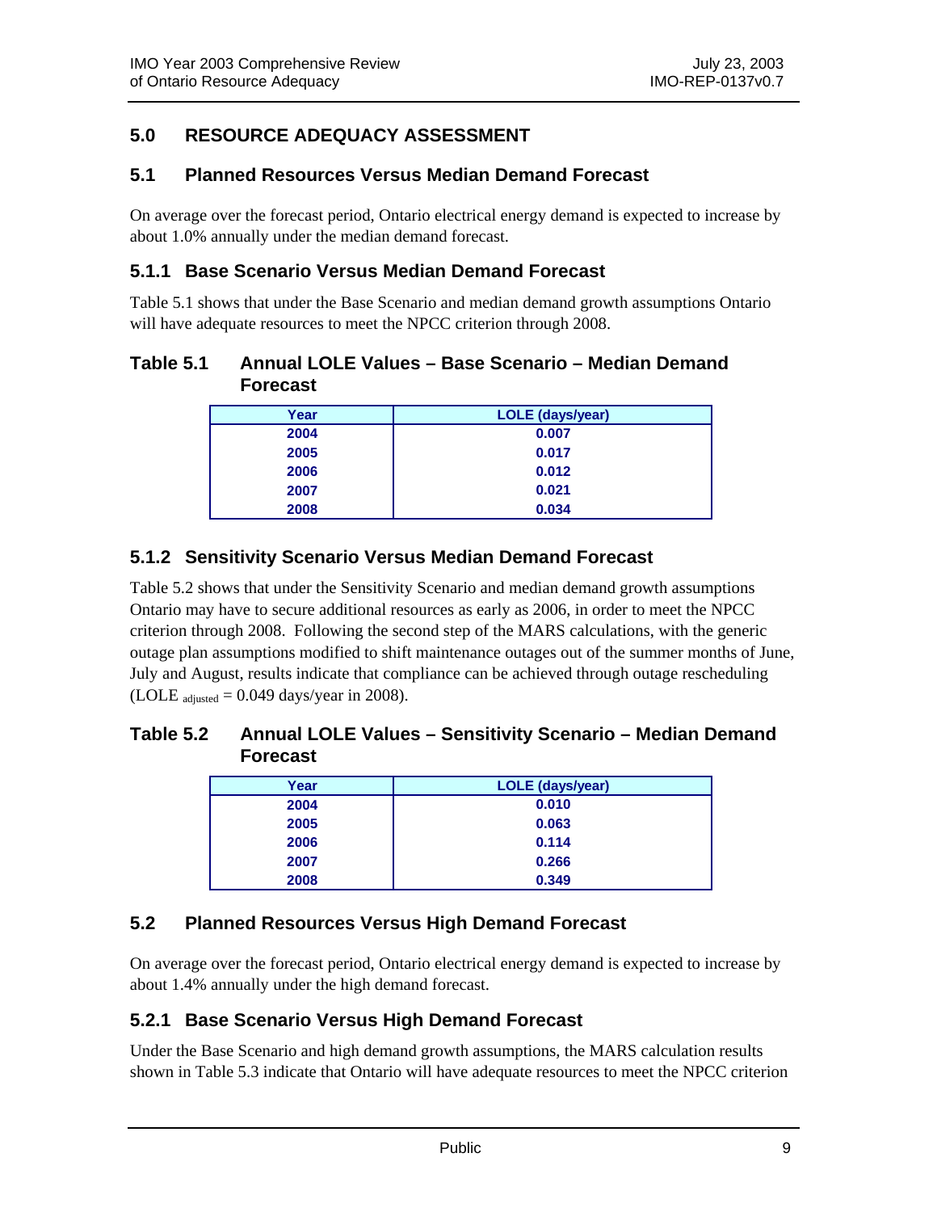# 5.0 RESOURCE ADEQUACY ASSESSMENT

## 5.1 Planned Resources Versus Median Demand Forecast

On average over the forecast period, Ontario electrical energy demand is expected to increase by about 1.0% annually under the median demand forecast.

### 5.1.1 Base Scenario Versus Median Demand Forecast

Table 5.1 shows that under the Base Scenario and median demand growth assumptions Ontario will have adequate resources to meet the NPCC criterion through 2008.

**Table 5.1 Annual LOLE Values – Base Scenario – Median Demand Forecast**

| Year | LOLE (days/year) |
|---|---|
| 2004 | 0.007 |
| 2005 | 0.017 |
| 2006 | 0.012 |
| 2007 | 0.021 |
| 2008 | 0.034 |

### 5.1.2 Sensitivity Scenario Versus Median Demand Forecast

Table 5.2 shows that under the Sensitivity Scenario and median demand growth assumptions Ontario may have to secure additional resources as early as 2006, in order to meet the NPCC criterion through 2008. Following the second step of the MARS calculations, with the generic outage plan assumptions modified to shift maintenance outages out of the summer months of June, July and August, results indicate that compliance can be achieved through outage rescheduling ($\text{LOLE}_{\text{adjusted}}$ = 0.049 days/year in 2008).

**Table 5.2 Annual LOLE Values – Sensitivity Scenario – Median Demand Forecast**

| Year | LOLE (days/year) |
|---|---|
| 2004 | 0.010 |
| 2005 | 0.063 |
| 2006 | 0.114 |
| 2007 | 0.266 |
| 2008 | 0.349 |

## 5.2 Planned Resources Versus High Demand Forecast

On average over the forecast period, Ontario electrical energy demand is expected to increase by about 1.4% annually under the high demand forecast.

### 5.2.1 Base Scenario Versus High Demand Forecast

Under the Base Scenario and high demand growth assumptions, the MARS calculation results shown in Table 5.3 indicate that Ontario will have adequate resources to meet the NPCC criterion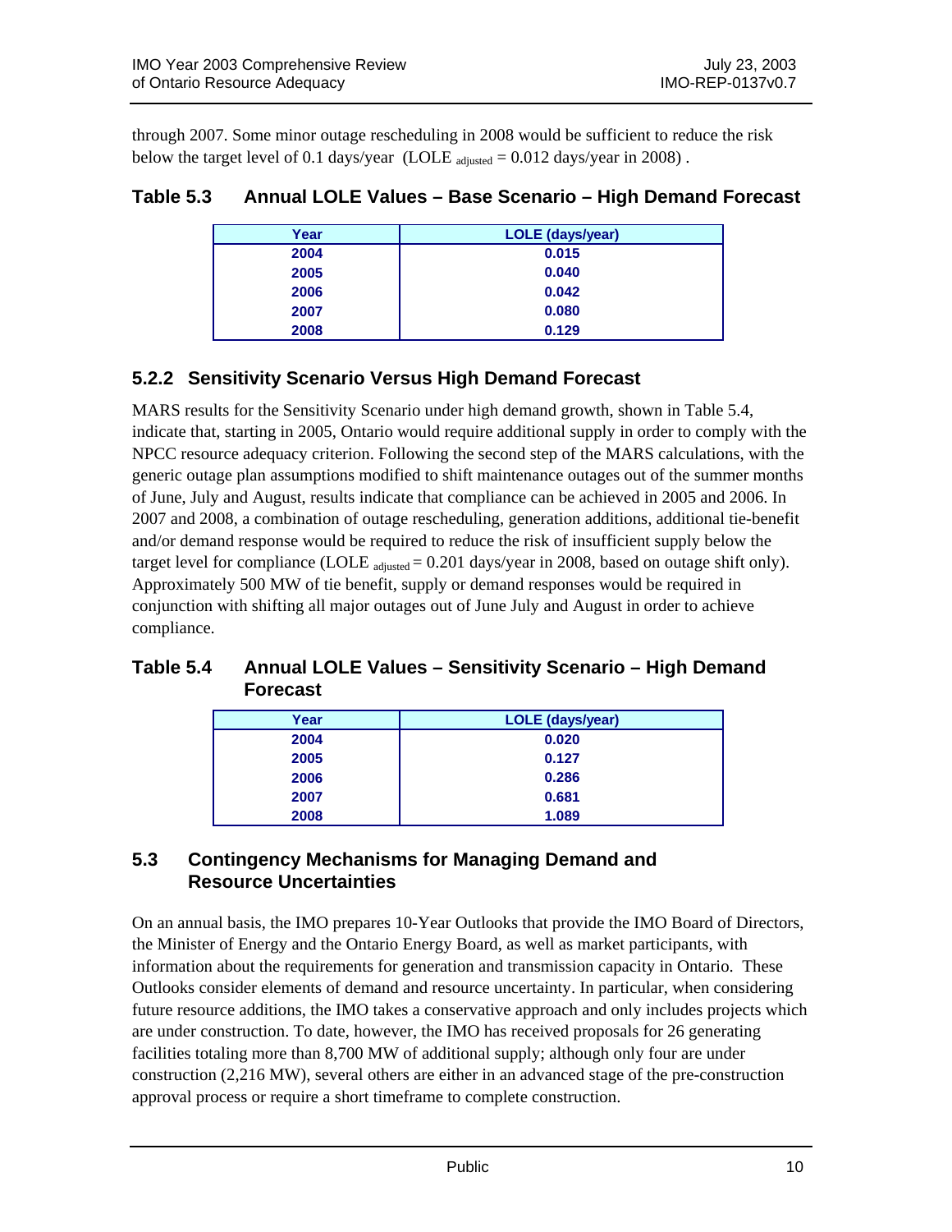through 2007. Some minor outage rescheduling in 2008 would be sufficient to reduce the risk below the target level of 0.1 days/year ($LOLE_{adjusted}$ = 0.012 days/year in 2008) .

**Table 5.3 Annual LOLE Values – Base Scenario – High Demand Forecast**

| Year | LOLE (days/year) |
|---|---|
| 2004 | 0.015 |
| 2005 | 0.040 |
| 2006 | 0.042 |
| 2007 | 0.080 |
| 2008 | 0.129 |

### 5.2.2 Sensitivity Scenario Versus High Demand Forecast

MARS results for the Sensitivity Scenario under high demand growth, shown in Table 5.4, indicate that, starting in 2005, Ontario would require additional supply in order to comply with the NPCC resource adequacy criterion. Following the second step of the MARS calculations, with the generic outage plan assumptions modified to shift maintenance outages out of the summer months of June, July and August, results indicate that compliance can be achieved in 2005 and 2006. In 2007 and 2008, a combination of outage rescheduling, generation additions, additional tie-benefit and/or demand response would be required to reduce the risk of insufficient supply below the target level for compliance ($LOLE_{adjusted}$ = 0.201 days/year in 2008, based on outage shift only). Approximately 500 MW of tie benefit, supply or demand responses would be required in conjunction with shifting all major outages out of June July and August in order to achieve compliance.

**Table 5.4 Annual LOLE Values – Sensitivity Scenario – High Demand Forecast**

| Year | LOLE (days/year) |
|---|---|
| 2004 | 0.020 |
| 2005 | 0.127 |
| 2006 | 0.286 |
| 2007 | 0.681 |
| 2008 | 1.089 |

## 5.3 Contingency Mechanisms for Managing Demand and Resource Uncertainties

On an annual basis, the IMO prepares 10-Year Outlooks that provide the IMO Board of Directors, the Minister of Energy and the Ontario Energy Board, as well as market participants, with information about the requirements for generation and transmission capacity in Ontario. These Outlooks consider elements of demand and resource uncertainty. In particular, when considering future resource additions, the IMO takes a conservative approach and only includes projects which are under construction. To date, however, the IMO has received proposals for 26 generating facilities totaling more than 8,700 MW of additional supply; although only four are under construction (2,216 MW), several others are either in an advanced stage of the pre-construction approval process or require a short timeframe to complete construction.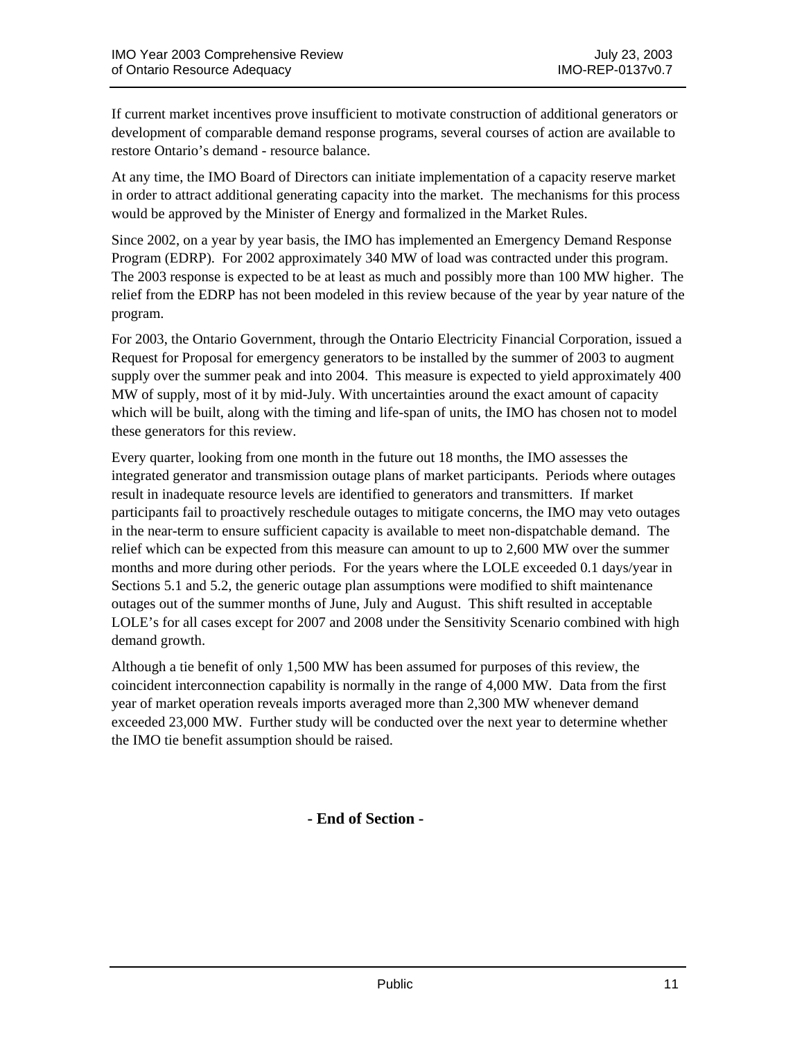If current market incentives prove insufficient to motivate construction of additional generators or development of comparable demand response programs, several courses of action are available to restore Ontario's demand - resource balance.

At any time, the IMO Board of Directors can initiate implementation of a capacity reserve market in order to attract additional generating capacity into the market. The mechanisms for this process would be approved by the Minister of Energy and formalized in the Market Rules.

Since 2002, on a year by year basis, the IMO has implemented an Emergency Demand Response Program (EDRP). For 2002 approximately 340 MW of load was contracted under this program. The 2003 response is expected to be at least as much and possibly more than 100 MW higher. The relief from the EDRP has not been modeled in this review because of the year by year nature of the program.

For 2003, the Ontario Government, through the Ontario Electricity Financial Corporation, issued a Request for Proposal for emergency generators to be installed by the summer of 2003 to augment supply over the summer peak and into 2004. This measure is expected to yield approximately 400 MW of supply, most of it by mid-July. With uncertainties around the exact amount of capacity which will be built, along with the timing and life-span of units, the IMO has chosen not to model these generators for this review.

Every quarter, looking from one month in the future out 18 months, the IMO assesses the integrated generator and transmission outage plans of market participants. Periods where outages result in inadequate resource levels are identified to generators and transmitters. If market participants fail to proactively reschedule outages to mitigate concerns, the IMO may veto outages in the near-term to ensure sufficient capacity is available to meet non-dispatchable demand. The relief which can be expected from this measure can amount to up to 2,600 MW over the summer months and more during other periods. For the years where the LOLE exceeded 0.1 days/year in Sections 5.1 and 5.2, the generic outage plan assumptions were modified to shift maintenance outages out of the summer months of June, July and August. This shift resulted in acceptable LOLE's for all cases except for 2007 and 2008 under the Sensitivity Scenario combined with high demand growth.

Although a tie benefit of only 1,500 MW has been assumed for purposes of this review, the coincident interconnection capability is normally in the range of 4,000 MW. Data from the first year of market operation reveals imports averaged more than 2,300 MW whenever demand exceeded 23,000 MW. Further study will be conducted over the next year to determine whether the IMO tie benefit assumption should be raised.

**- End of Section -**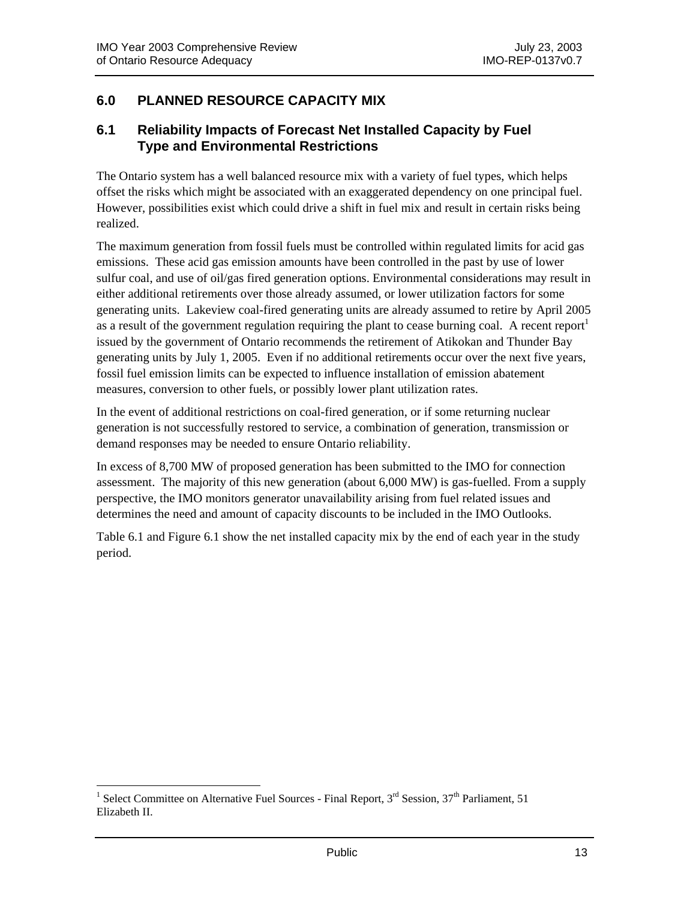## 6.0 PLANNED RESOURCE CAPACITY MIX

### 6.1 Reliability Impacts of Forecast Net Installed Capacity by Fuel Type and Environmental Restrictions

The Ontario system has a well balanced resource mix with a variety of fuel types, which helps offset the risks which might be associated with an exaggerated dependency on one principal fuel. However, possibilities exist which could drive a shift in fuel mix and result in certain risks being realized.

The maximum generation from fossil fuels must be controlled within regulated limits for acid gas emissions. These acid gas emission amounts have been controlled in the past by use of lower sulfur coal, and use of oil/gas fired generation options. Environmental considerations may result in either additional retirements over those already assumed, or lower utilization factors for some generating units. Lakeview coal-fired generating units are already assumed to retire by April 2005 as a result of the government regulation requiring the plant to cease burning coal. A recent report[1] issued by the government of Ontario recommends the retirement of Atikokan and Thunder Bay generating units by July 1, 2005. Even if no additional retirements occur over the next five years, fossil fuel emission limits can be expected to influence installation of emission abatement measures, conversion to other fuels, or possibly lower plant utilization rates.

In the event of additional restrictions on coal-fired generation, or if some returning nuclear generation is not successfully restored to service, a combination of generation, transmission or demand responses may be needed to ensure Ontario reliability.

In excess of 8,700 MW of proposed generation has been submitted to the IMO for connection assessment. The majority of this new generation (about 6,000 MW) is gas-fuelled. From a supply perspective, the IMO monitors generator unavailability arising from fuel related issues and determines the need and amount of capacity discounts to be included in the IMO Outlooks.

Table 6.1 and Figure 6.1 show the net installed capacity mix by the end of each year in the study period.

[1] Select Committee on Alternative Fuel Sources - Final Report, 3rd Session, 37th Parliament, 51 Elizabeth II.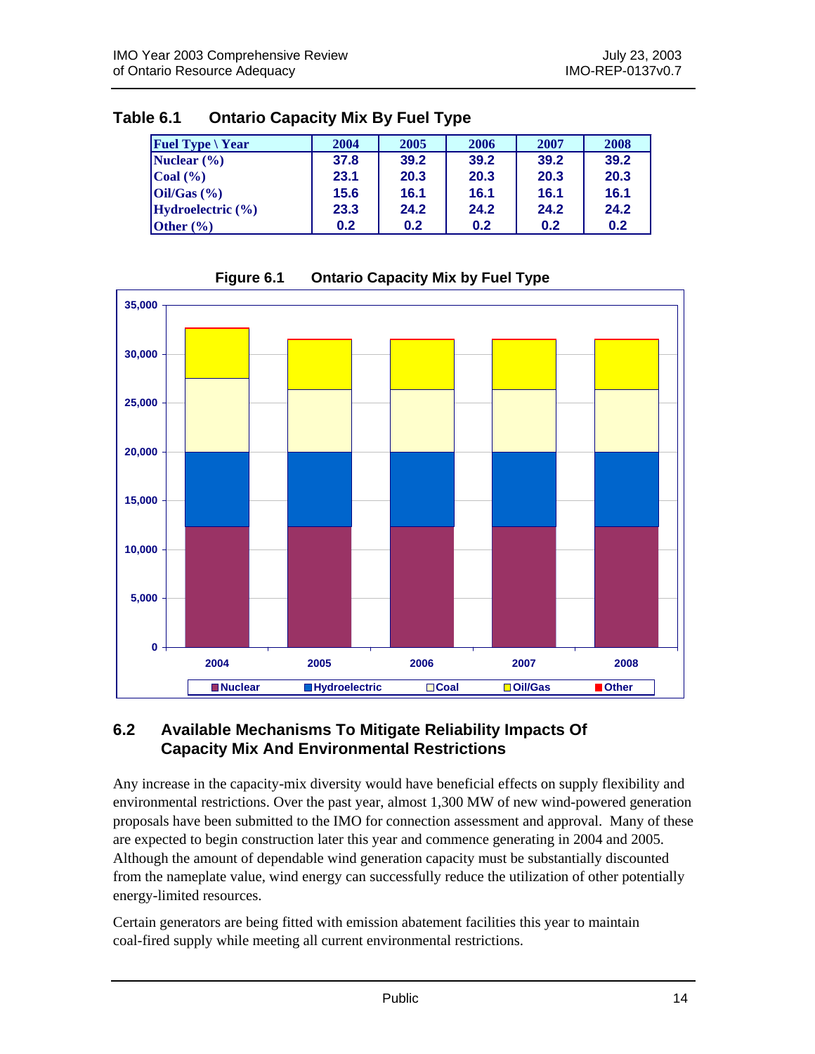**Table 6.1 Ontario Capacity Mix By Fuel Type**

| Fuel Type \ Year | 2004 | 2005 | 2006 | 2007 | 2008 |
|---|---|---|---|---|---|
| Nuclear (%) | 37.8 | 39.2 | 39.2 | 39.2 | 39.2 |
| Coal (%) | 23.1 | 20.3 | 20.3 | 20.3 | 20.3 |
| Oil/Gas (%) | 15.6 | 16.1 | 16.1 | 16.1 | 16.1 |
| Hydroelectric (%) | 23.3 | 24.2 | 24.2 | 24.2 | 24.2 |
| Other (%) | 0.2 | 0.2 | 0.2 | 0.2 | 0.2 |

**Figure 6.1 Ontario Capacity Mix by Fuel Type**

## 6.2 Available Mechanisms To Mitigate Reliability Impacts Of Capacity Mix And Environmental Restrictions

Any increase in the capacity-mix diversity would have beneficial effects on supply flexibility and environmental restrictions. Over the past year, almost 1,300 MW of new wind-powered generation proposals have been submitted to the IMO for connection assessment and approval. Many of these are expected to begin construction later this year and commence generating in 2004 and 2005. Although the amount of dependable wind generation capacity must be substantially discounted from the nameplate value, wind energy can successfully reduce the utilization of other potentially energy-limited resources.

Certain generators are being fitted with emission abatement facilities this year to maintain coal-fired supply while meeting all current environmental restrictions.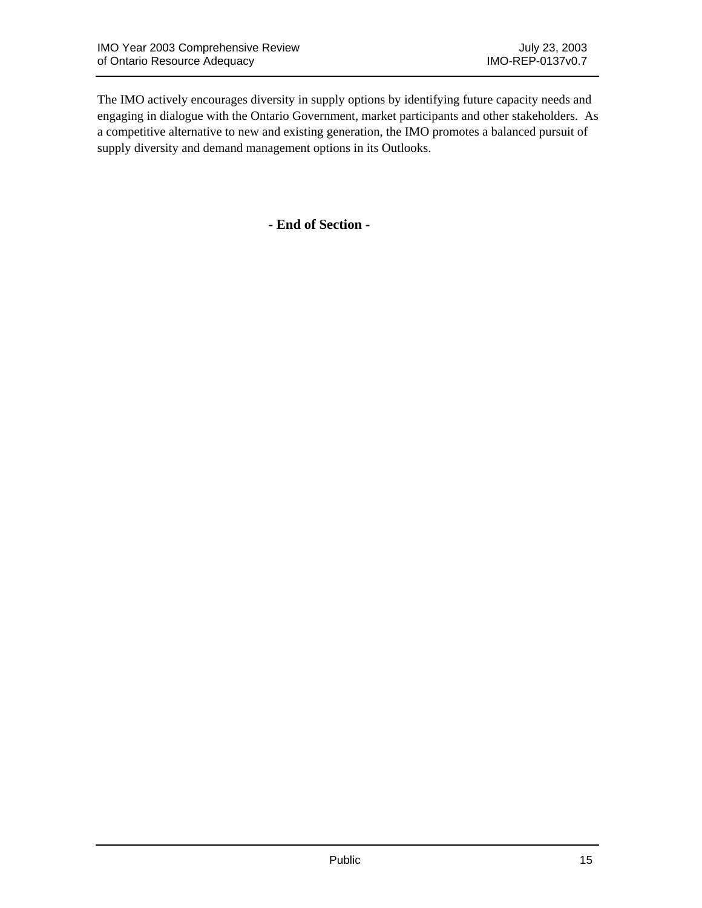The IMO actively encourages diversity in supply options by identifying future capacity needs and engaging in dialogue with the Ontario Government, market participants and other stakeholders. As a competitive alternative to new and existing generation, the IMO promotes a balanced pursuit of supply diversity and demand management options in its Outlooks.

**- End of Section -**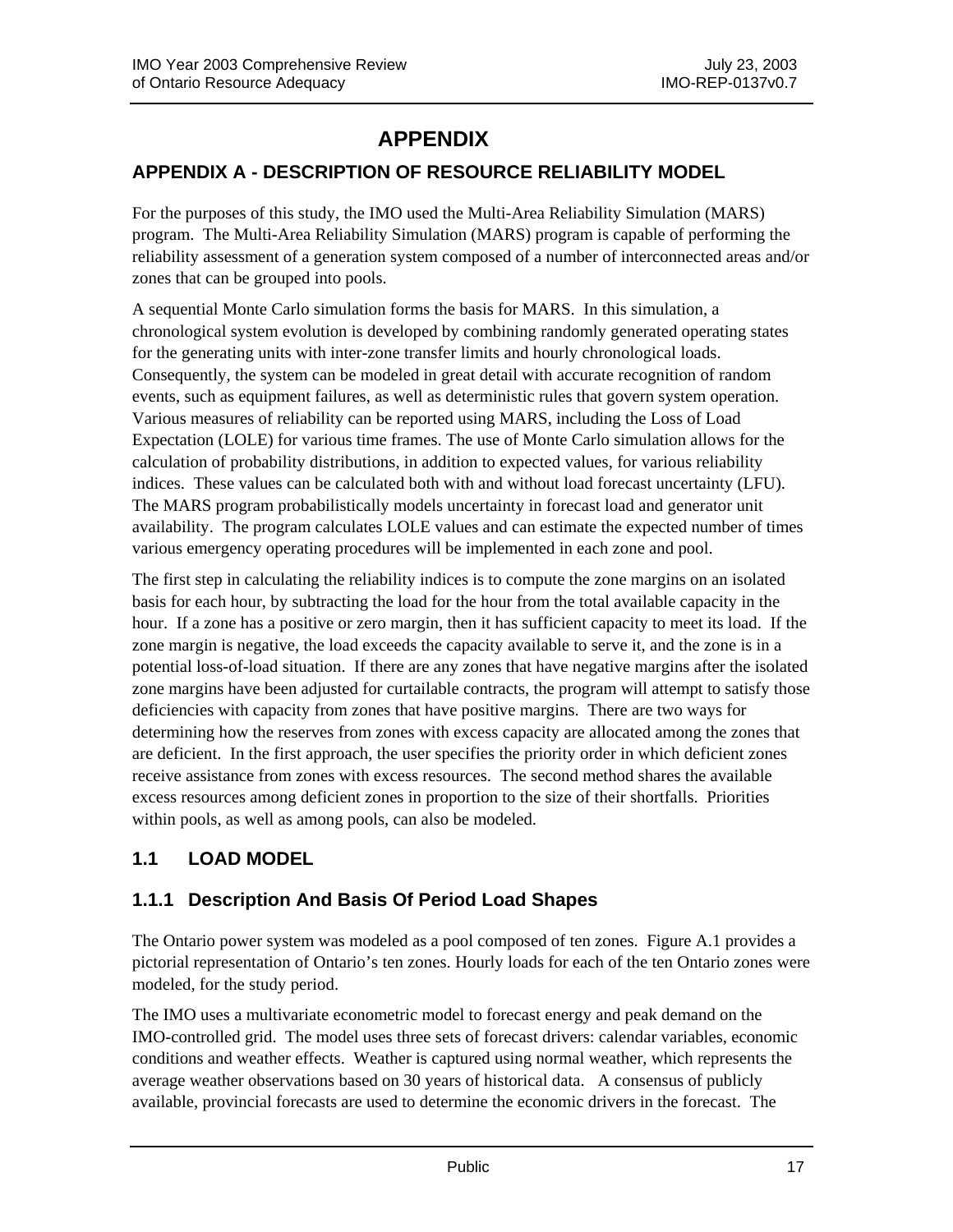# APPENDIX

## APPENDIX A - DESCRIPTION OF RESOURCE RELIABILITY MODEL

For the purposes of this study, the IMO used the Multi-Area Reliability Simulation (MARS) program. The Multi-Area Reliability Simulation (MARS) program is capable of performing the reliability assessment of a generation system composed of a number of interconnected areas and/or zones that can be grouped into pools.

A sequential Monte Carlo simulation forms the basis for MARS. In this simulation, a chronological system evolution is developed by combining randomly generated operating states for the generating units with inter-zone transfer limits and hourly chronological loads. Consequently, the system can be modeled in great detail with accurate recognition of random events, such as equipment failures, as well as deterministic rules that govern system operation. Various measures of reliability can be reported using MARS, including the Loss of Load Expectation (LOLE) for various time frames. The use of Monte Carlo simulation allows for the calculation of probability distributions, in addition to expected values, for various reliability indices. These values can be calculated both with and without load forecast uncertainty (LFU). The MARS program probabilistically models uncertainty in forecast load and generator unit availability. The program calculates LOLE values and can estimate the expected number of times various emergency operating procedures will be implemented in each zone and pool.

The first step in calculating the reliability indices is to compute the zone margins on an isolated basis for each hour, by subtracting the load for the hour from the total available capacity in the hour. If a zone has a positive or zero margin, then it has sufficient capacity to meet its load. If the zone margin is negative, the load exceeds the capacity available to serve it, and the zone is in a potential loss-of-load situation. If there are any zones that have negative margins after the isolated zone margins have been adjusted for curtailable contracts, the program will attempt to satisfy those deficiencies with capacity from zones that have positive margins. There are two ways for determining how the reserves from zones with excess capacity are allocated among the zones that are deficient. In the first approach, the user specifies the priority order in which deficient zones receive assistance from zones with excess resources. The second method shares the available excess resources among deficient zones in proportion to the size of their shortfalls. Priorities within pools, as well as among pools, can also be modeled.

### 1.1 LOAD MODEL

#### 1.1.1 Description And Basis Of Period Load Shapes

The Ontario power system was modeled as a pool composed of ten zones. Figure A.1 provides a pictorial representation of Ontario's ten zones. Hourly loads for each of the ten Ontario zones were modeled, for the study period.

The IMO uses a multivariate econometric model to forecast energy and peak demand on the IMO-controlled grid. The model uses three sets of forecast drivers: calendar variables, economic conditions and weather effects. Weather is captured using normal weather, which represents the average weather observations based on 30 years of historical data. A consensus of publicly available, provincial forecasts are used to determine the economic drivers in the forecast. The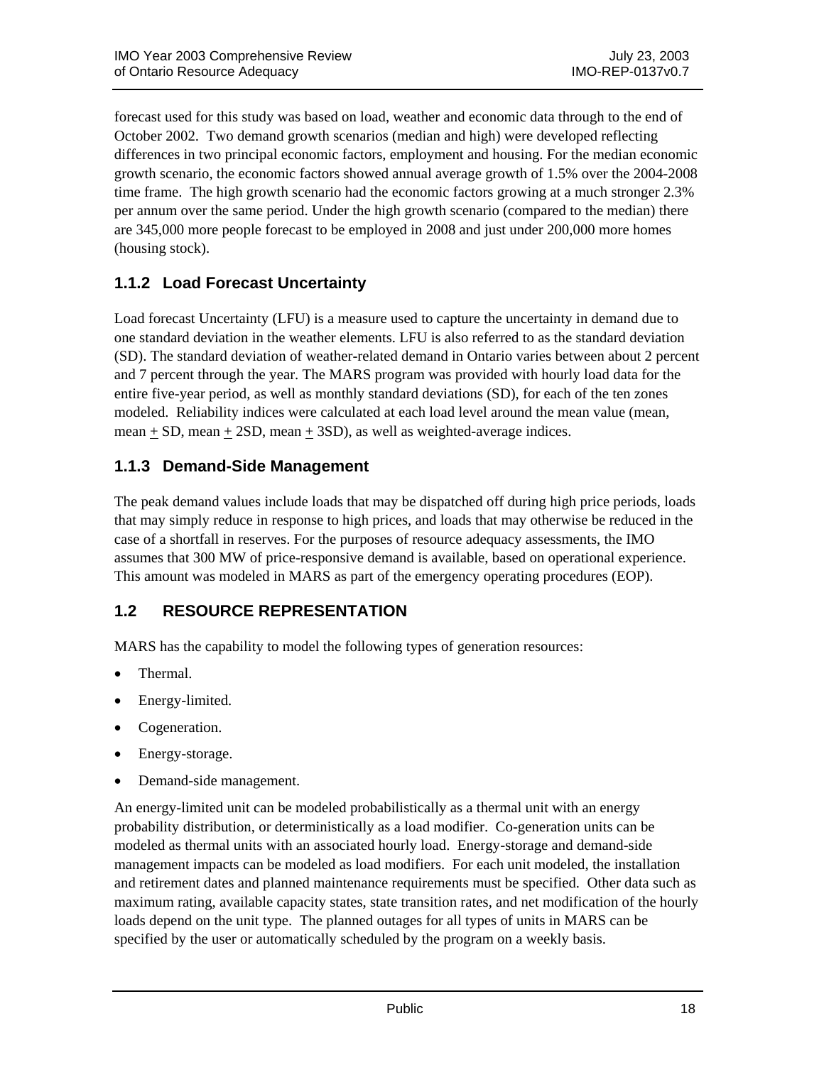forecast used for this study was based on load, weather and economic data through to the end of October 2002. Two demand growth scenarios (median and high) were developed reflecting differences in two principal economic factors, employment and housing. For the median economic growth scenario, the economic factors showed annual average growth of 1.5% over the 2004-2008 time frame. The high growth scenario had the economic factors growing at a much stronger 2.3% per annum over the same period. Under the high growth scenario (compared to the median) there are 345,000 more people forecast to be employed in 2008 and just under 200,000 more homes (housing stock).

### 1.1.2 Load Forecast Uncertainty

Load forecast Uncertainty (LFU) is a measure used to capture the uncertainty in demand due to one standard deviation in the weather elements. LFU is also referred to as the standard deviation (SD). The standard deviation of weather-related demand in Ontario varies between about 2 percent and 7 percent through the year. The MARS program was provided with hourly load data for the entire five-year period, as well as monthly standard deviations (SD), for each of the ten zones modeled. Reliability indices were calculated at each load level around the mean value (mean, mean ± SD, mean ± 2SD, mean ± 3SD), as well as weighted-average indices.

### 1.1.3 Demand-Side Management

The peak demand values include loads that may be dispatched off during high price periods, loads that may simply reduce in response to high prices, and loads that may otherwise be reduced in the case of a shortfall in reserves. For the purposes of resource adequacy assessments, the IMO assumes that 300 MW of price-responsive demand is available, based on operational experience. This amount was modeled in MARS as part of the emergency operating procedures (EOP).

## 1.2 RESOURCE REPRESENTATION

MARS has the capability to model the following types of generation resources:

- Thermal.
- Energy-limited.
- Cogeneration.
- Energy-storage.
- Demand-side management.

An energy-limited unit can be modeled probabilistically as a thermal unit with an energy probability distribution, or deterministically as a load modifier. Co-generation units can be modeled as thermal units with an associated hourly load. Energy-storage and demand-side management impacts can be modeled as load modifiers. For each unit modeled, the installation and retirement dates and planned maintenance requirements must be specified. Other data such as maximum rating, available capacity states, state transition rates, and net modification of the hourly loads depend on the unit type. The planned outages for all types of units in MARS can be specified by the user or automatically scheduled by the program on a weekly basis.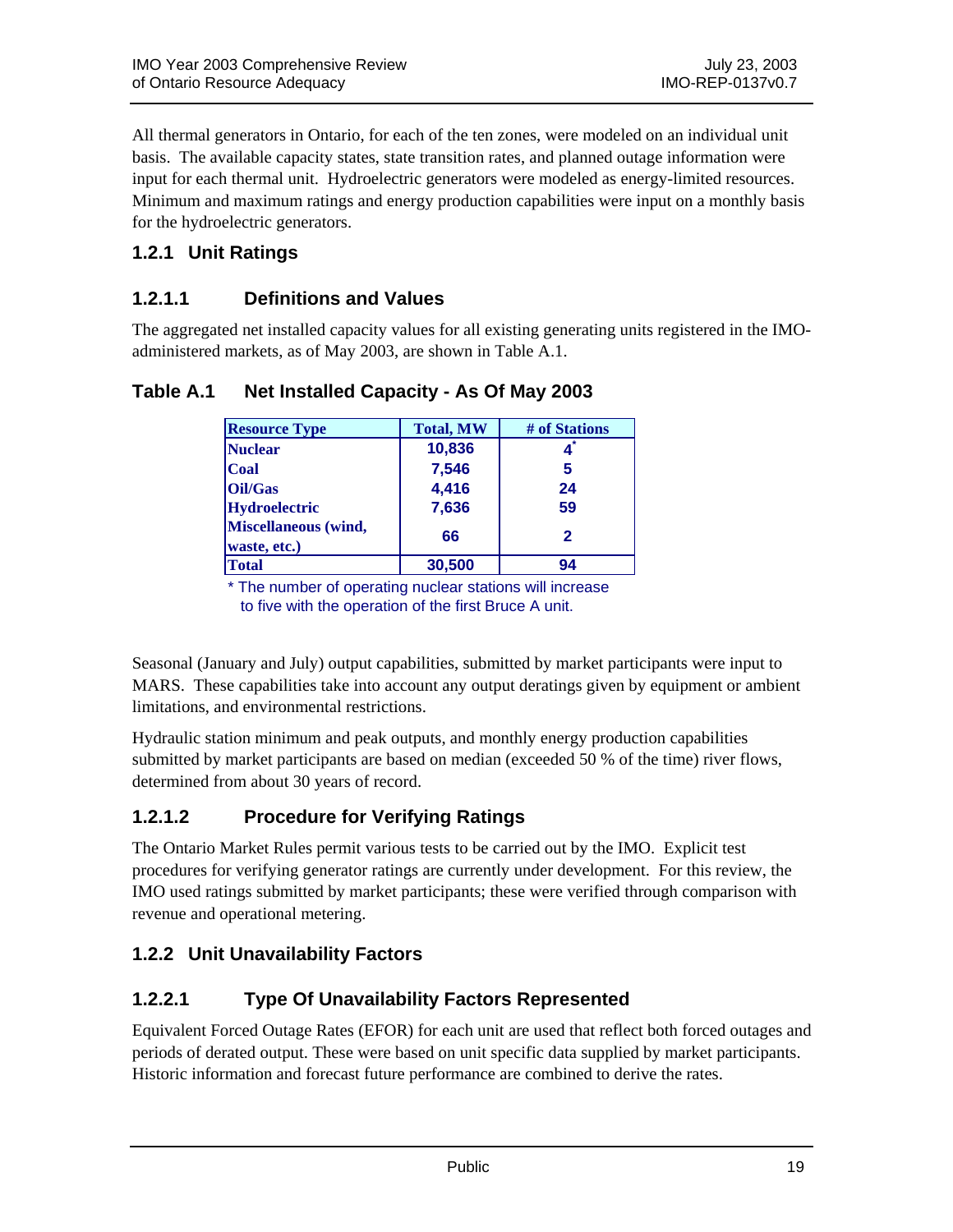All thermal generators in Ontario, for each of the ten zones, were modeled on an individual unit basis. The available capacity states, state transition rates, and planned outage information were input for each thermal unit. Hydroelectric generators were modeled as energy-limited resources. Minimum and maximum ratings and energy production capabilities were input on a monthly basis for the hydroelectric generators.

### 1.2.1 Unit Ratings

#### 1.2.1.1 Definitions and Values

The aggregated net installed capacity values for all existing generating units registered in the IMO-administered markets, as of May 2003, are shown in Table A.1.

**Table A.1 Net Installed Capacity - As Of May 2003**

| Resource Type | Total, MW | # of Stations |
|---|---|---|
| Nuclear | 10,836 | 4* |
| Coal | 7,546 | 5 |
| Oil/Gas | 4,416 | 24 |
| Hydroelectric | 7,636 | 59 |
| Miscellaneous (wind, waste, etc.) | 66 | 2 |
| Total | 30,500 | 94 |

\* The number of operating nuclear stations will increase to five with the operation of the first Bruce A unit.

Seasonal (January and July) output capabilities, submitted by market participants were input to MARS. These capabilities take into account any output deratings given by equipment or ambient limitations, and environmental restrictions.

Hydraulic station minimum and peak outputs, and monthly energy production capabilities submitted by market participants are based on median (exceeded 50 % of the time) river flows, determined from about 30 years of record.

#### 1.2.1.2 Procedure for Verifying Ratings

The Ontario Market Rules permit various tests to be carried out by the IMO. Explicit test procedures for verifying generator ratings are currently under development. For this review, the IMO used ratings submitted by market participants; these were verified through comparison with revenue and operational metering.

### 1.2.2 Unit Unavailability Factors

#### 1.2.2.1 Type Of Unavailability Factors Represented

Equivalent Forced Outage Rates (EFOR) for each unit are used that reflect both forced outages and periods of derated output. These were based on unit specific data supplied by market participants. Historic information and forecast future performance are combined to derive the rates.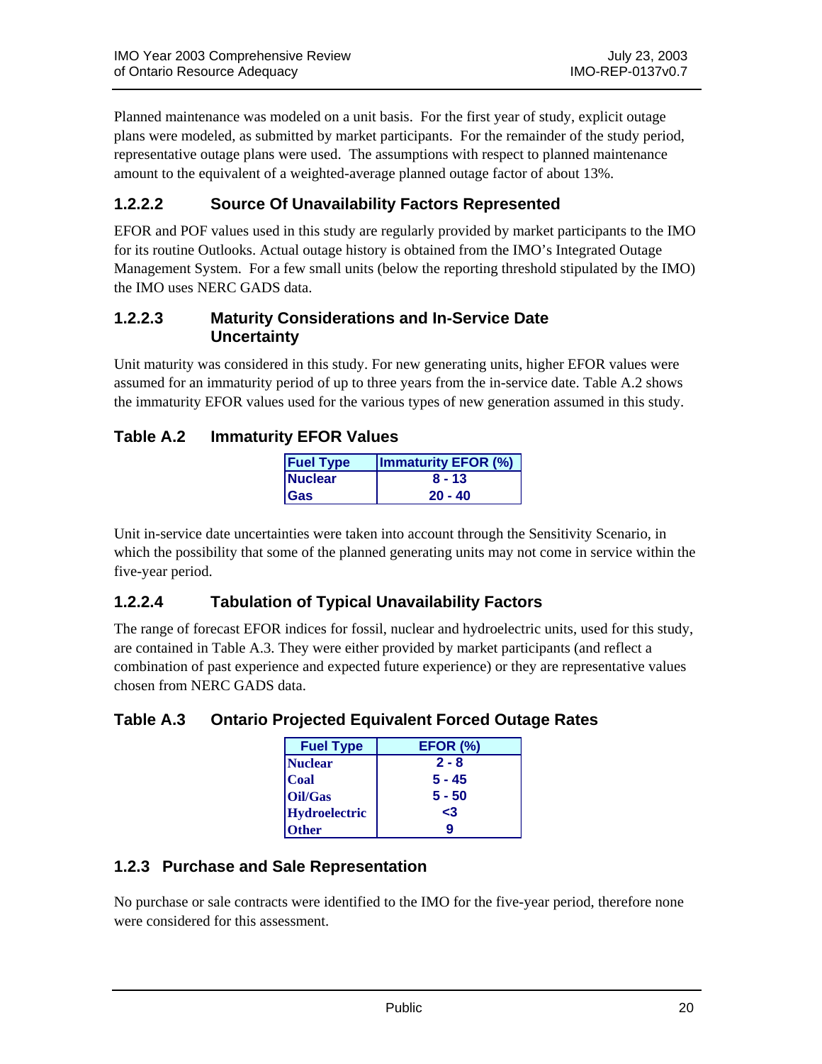Planned maintenance was modeled on a unit basis. For the first year of study, explicit outage plans were modeled, as submitted by market participants. For the remainder of the study period, representative outage plans were used. The assumptions with respect to planned maintenance amount to the equivalent of a weighted-average planned outage factor of about 13%.

#### 1.2.2.2 Source Of Unavailability Factors Represented

EFOR and POF values used in this study are regularly provided by market participants to the IMO for its routine Outlooks. Actual outage history is obtained from the IMO's Integrated Outage Management System. For a few small units (below the reporting threshold stipulated by the IMO) the IMO uses NERC GADS data.

#### 1.2.2.3 Maturity Considerations and In-Service Date Uncertainty

Unit maturity was considered in this study. For new generating units, higher EFOR values were assumed for an immaturity period of up to three years from the in-service date. Table A.2 shows the immaturity EFOR values used for the various types of new generation assumed in this study.

**Table A.2 Immaturity EFOR Values**

| Fuel Type | Immaturity EFOR (%) |
|---|---|
| Nuclear | 8 - 13 |
| Gas | 20 - 40 |

Unit in-service date uncertainties were taken into account through the Sensitivity Scenario, in which the possibility that some of the planned generating units may not come in service within the five-year period.

#### 1.2.2.4 Tabulation of Typical Unavailability Factors

The range of forecast EFOR indices for fossil, nuclear and hydroelectric units, used for this study, are contained in Table A.3. They were either provided by market participants (and reflect a combination of past experience and expected future experience) or they are representative values chosen from NERC GADS data.

**Table A.3 Ontario Projected Equivalent Forced Outage Rates**

| Fuel Type | EFOR (%) |
|---|---|
| Nuclear | 2 - 8 |
| Coal | 5 - 45 |
| Oil/Gas | 5 - 50 |
| Hydroelectric | <3 |
| Other | 9 |

### 1.2.3 Purchase and Sale Representation

No purchase or sale contracts were identified to the IMO for the five-year period, therefore none were considered for this assessment.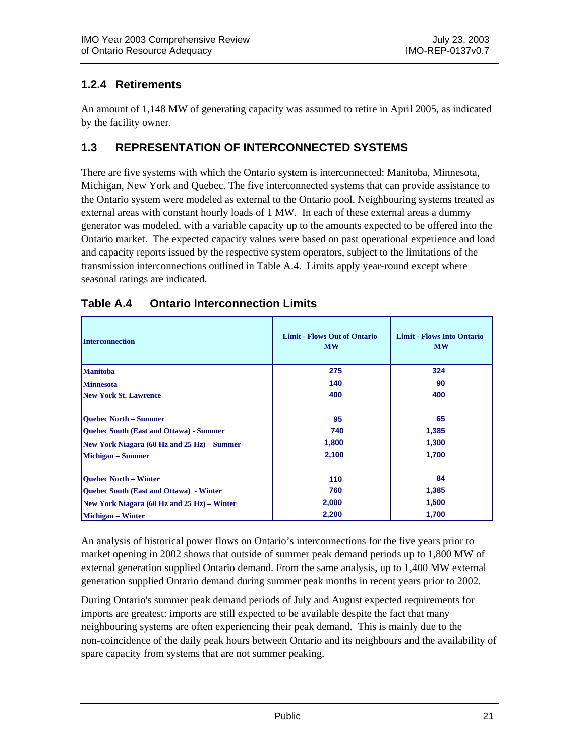### 1.2.4 Retirements

An amount of 1,148 MW of generating capacity was assumed to retire in April 2005, as indicated by the facility owner.

## 1.3 REPRESENTATION OF INTERCONNECTED SYSTEMS

There are five systems with which the Ontario system is interconnected: Manitoba, Minnesota, Michigan, New York and Quebec. The five interconnected systems that can provide assistance to the Ontario system were modeled as external to the Ontario pool. Neighbouring systems treated as external areas with constant hourly loads of 1 MW. In each of these external areas a dummy generator was modeled, with a variable capacity up to the amounts expected to be offered into the Ontario market. The expected capacity values were based on past operational experience and load and capacity reports issued by the respective system operators, subject to the limitations of the transmission interconnections outlined in Table A.4. Limits apply year-round except where seasonal ratings are indicated.

### Table A.4 Ontario Interconnection Limits

| Interconnection | Limit - Flows Out of Ontario MW | Limit - Flows Into Ontario MW |
|---|---|---|
| Manitoba | 275 | 324 |
| Minnesota | 140 | 90 |
| New York St. Lawrence | 400 | 400 |
| Quebec North – Summer | 95 | 65 |
| Quebec South (East and Ottawa) - Summer | 740 | 1,385 |
| New York Niagara (60 Hz and 25 Hz) – Summer | 1,800 | 1,300 |
| Michigan – Summer | 2,100 | 1,700 |
| Quebec North – Winter | 110 | 84 |
| Quebec South (East and Ottawa) - Winter | 760 | 1,385 |
| New York Niagara (60 Hz and 25 Hz) – Winter | 2,000 | 1,500 |
| Michigan – Winter | 2,200 | 1,700 |

An analysis of historical power flows on Ontario's interconnections for the five years prior to market opening in 2002 shows that outside of summer peak demand periods up to 1,800 MW of external generation supplied Ontario demand. From the same analysis, up to 1,400 MW external generation supplied Ontario demand during summer peak months in recent years prior to 2002.

During Ontario's summer peak demand periods of July and August expected requirements for imports are greatest: imports are still expected to be available despite the fact that many neighbouring systems are often experiencing their peak demand. This is mainly due to the non-coincidence of the daily peak hours between Ontario and its neighbours and the availability of spare capacity from systems that are not summer peaking.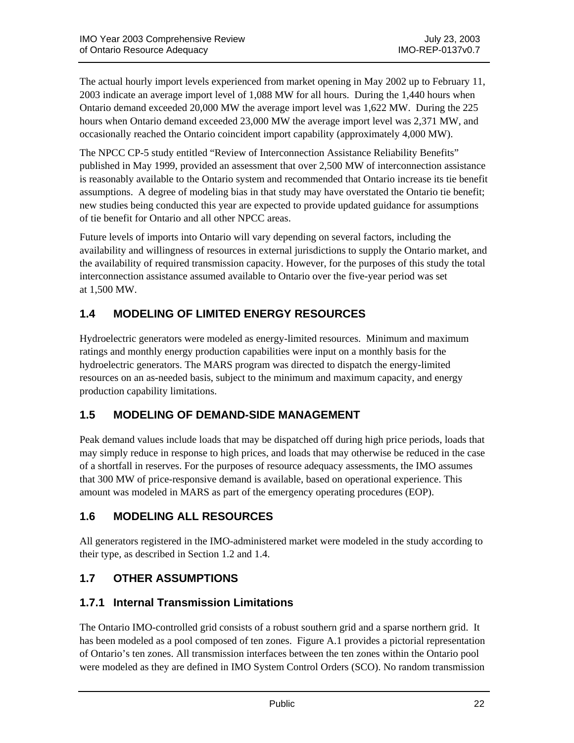The actual hourly import levels experienced from market opening in May 2002 up to February 11, 2003 indicate an average import level of 1,088 MW for all hours. During the 1,440 hours when Ontario demand exceeded 20,000 MW the average import level was 1,622 MW. During the 225 hours when Ontario demand exceeded 23,000 MW the average import level was 2,371 MW, and occasionally reached the Ontario coincident import capability (approximately 4,000 MW).

The NPCC CP-5 study entitled "Review of Interconnection Assistance Reliability Benefits" published in May 1999, provided an assessment that over 2,500 MW of interconnection assistance is reasonably available to the Ontario system and recommended that Ontario increase its tie benefit assumptions. A degree of modeling bias in that study may have overstated the Ontario tie benefit; new studies being conducted this year are expected to provide updated guidance for assumptions of tie benefit for Ontario and all other NPCC areas.

Future levels of imports into Ontario will vary depending on several factors, including the availability and willingness of resources in external jurisdictions to supply the Ontario market, and the availability of required transmission capacity. However, for the purposes of this study the total interconnection assistance assumed available to Ontario over the five-year period was set at 1,500 MW.

## 1.4 MODELING OF LIMITED ENERGY RESOURCES

Hydroelectric generators were modeled as energy-limited resources. Minimum and maximum ratings and monthly energy production capabilities were input on a monthly basis for the hydroelectric generators. The MARS program was directed to dispatch the energy-limited resources on an as-needed basis, subject to the minimum and maximum capacity, and energy production capability limitations.

## 1.5 MODELING OF DEMAND-SIDE MANAGEMENT

Peak demand values include loads that may be dispatched off during high price periods, loads that may simply reduce in response to high prices, and loads that may otherwise be reduced in the case of a shortfall in reserves. For the purposes of resource adequacy assessments, the IMO assumes that 300 MW of price-responsive demand is available, based on operational experience. This amount was modeled in MARS as part of the emergency operating procedures (EOP).

## 1.6 MODELING ALL RESOURCES

All generators registered in the IMO-administered market were modeled in the study according to their type, as described in Section 1.2 and 1.4.

## 1.7 OTHER ASSUMPTIONS

### 1.7.1 Internal Transmission Limitations

The Ontario IMO-controlled grid consists of a robust southern grid and a sparse northern grid. It has been modeled as a pool composed of ten zones. Figure A.1 provides a pictorial representation of Ontario's ten zones. All transmission interfaces between the ten zones within the Ontario pool were modeled as they are defined in IMO System Control Orders (SCO). No random transmission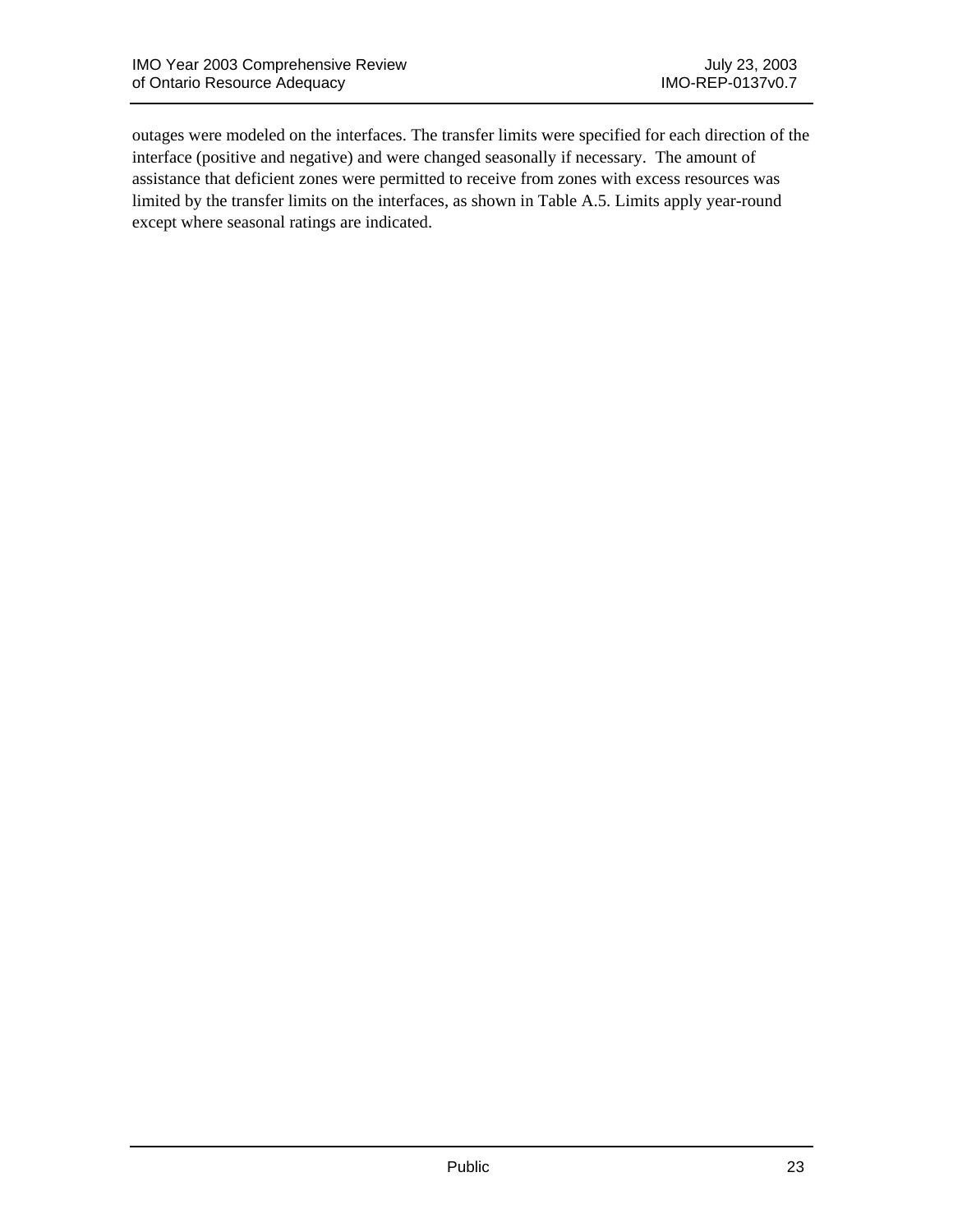outages were modeled on the interfaces. The transfer limits were specified for each direction of the interface (positive and negative) and were changed seasonally if necessary. The amount of assistance that deficient zones were permitted to receive from zones with excess resources was limited by the transfer limits on the interfaces, as shown in Table A.5. Limits apply year-round except where seasonal ratings are indicated.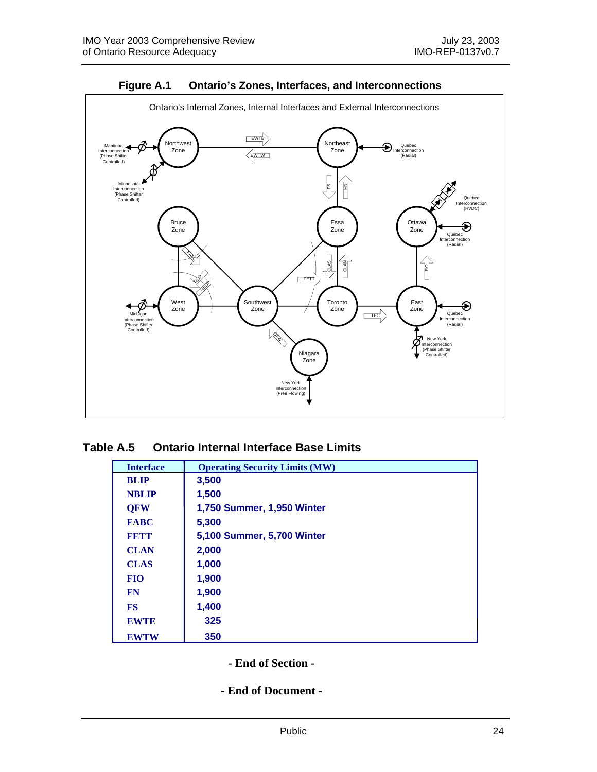**Figure A.1 Ontario's Zones, Interfaces, and Interconnections**

Ontario's Internal Zones, Internal Interfaces and External Interconnections

Northwest Zone
Northeast Zone
EWTE
EWTW
Manitoba Interconnection (Phase Shifter Controlled)
Minnesota Interconnection (Phase Shifter Controlled)
Quebec Interconnection (Radial)
FS
FN
Quebec Interconnection (HVDC)
Bruce Zone
Essa Zone
Ottawa Zone
Quebec Interconnection (Radial)
FABC
CLAS
CLAN
FIO
BLIP
NBLIP
FETT
West Zone
Southwest Zone
Toronto Zone
East Zone
Michigan Interconnection (Phase Shifter Controlled)
TEC
Quebec Interconnection (Radial)
QFW
New York Interconnection (Phase Shifter Controlled)
Niagara Zone
New York Interconnection (Free Flowing)

## Table A.5 Ontario Internal Interface Base Limits

| Interface | Operating Security Limits (MW) |
|---|---|
| BLIP | 3,500 |
| NBLIP | 1,500 |
| QFW | 1,750 Summer, 1,950 Winter |
| FABC | 5,300 |
| FETT | 5,100 Summer, 5,700 Winter |
| CLAN | 2,000 |
| CLAS | 1,000 |
| FIO | 1,900 |
| FN | 1,900 |
| FS | 1,400 |
| EWTE | 325 |
| EWTW | 350 |

**- End of Section -**

**- End of Document -**